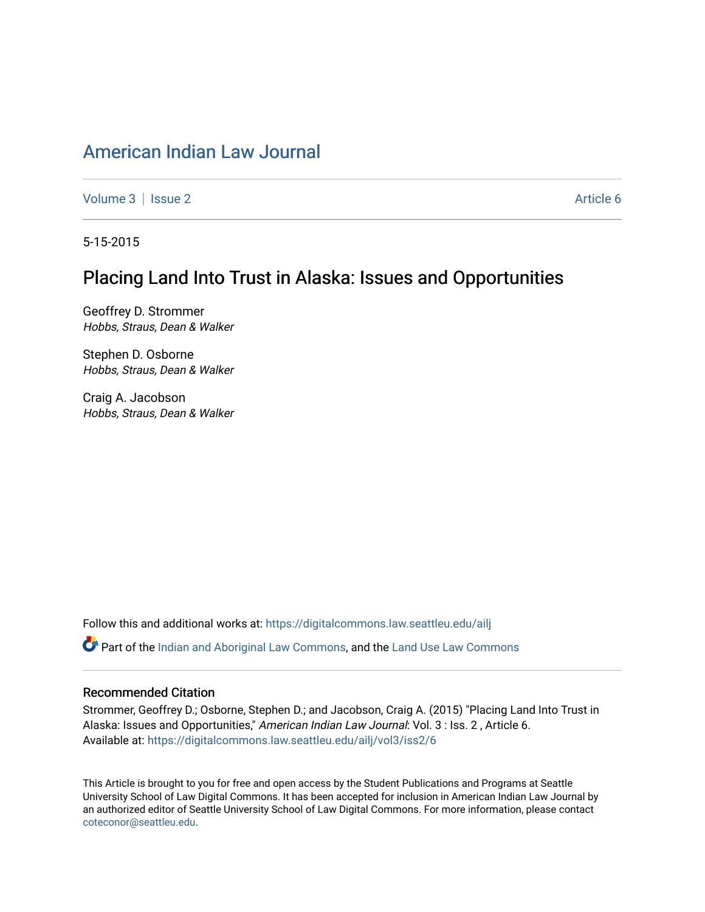# American Indian Law Journal

Volume 3 | Issue 2 Article 6

5-15-2015

## Placing Land Into Trust in Alaska: Issues and Opportunities

Geoffrey D. Strommer
*Hobbs, Straus, Dean & Walker*

Stephen D. Osborne
*Hobbs, Straus, Dean & Walker*

Craig A. Jacobson
*Hobbs, Straus, Dean & Walker*

Follow this and additional works at: https://digitalcommons.law.seattleu.edu/ailj

Part of the Indian and Aboriginal Law Commons, and the Land Use Law Commons

### Recommended Citation

Strommer, Geoffrey D.; Osborne, Stephen D.; and Jacobson, Craig A. (2015) "Placing Land Into Trust in Alaska: Issues and Opportunities," *American Indian Law Journal*: Vol. 3 : Iss. 2 , Article 6.
Available at: https://digitalcommons.law.seattleu.edu/ailj/vol3/iss2/6

This Article is brought to you for free and open access by the Student Publications and Programs at Seattle University School of Law Digital Commons. It has been accepted for inclusion in American Indian Law Journal by an authorized editor of Seattle University School of Law Digital Commons. For more information, please contact coteconor@seattleu.edu.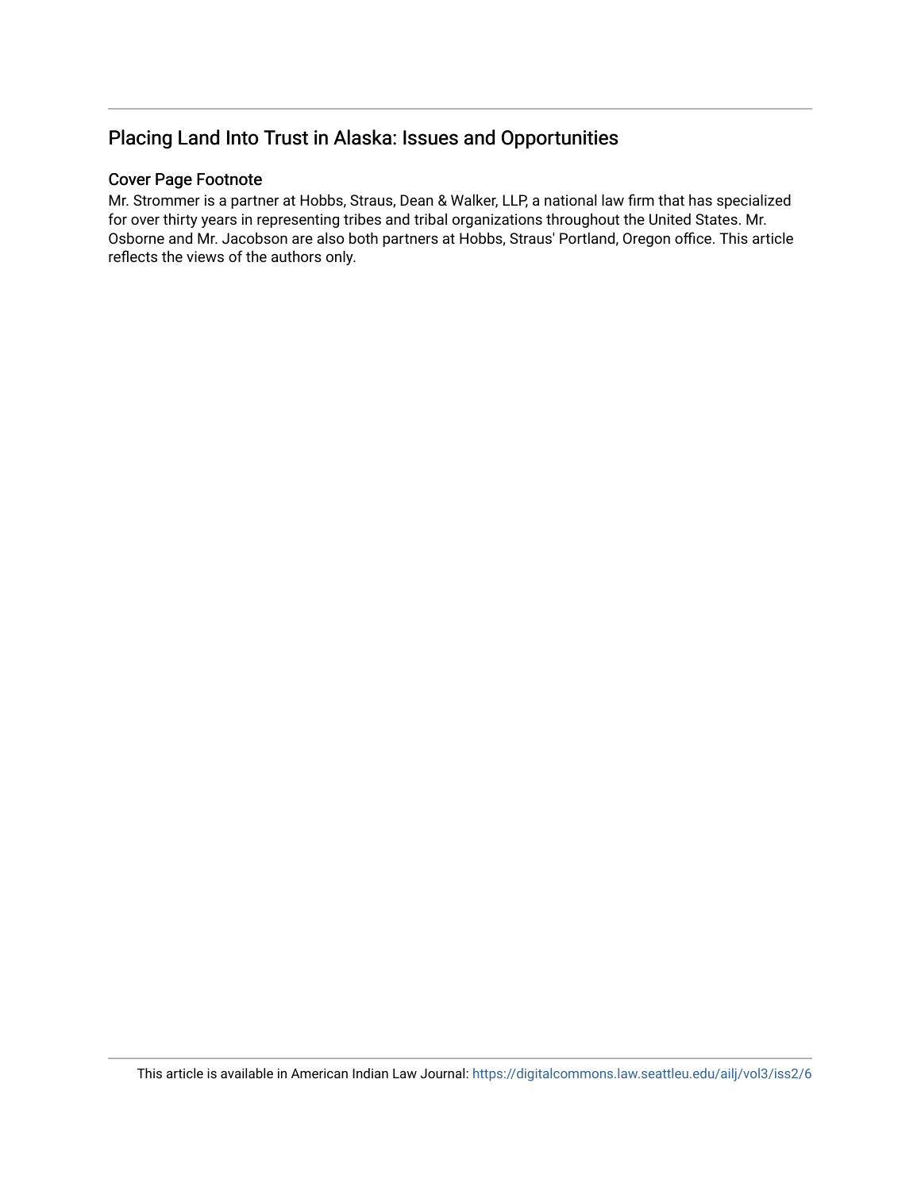## Placing Land Into Trust in Alaska: Issues and Opportunities

### Cover Page Footnote

Mr. Strommer is a partner at Hobbs, Straus, Dean & Walker, LLP, a national law firm that has specialized for over thirty years in representing tribes and tribal organizations throughout the United States. Mr. Osborne and Mr. Jacobson are also both partners at Hobbs, Straus' Portland, Oregon office. This article reflects the views of the authors only.

This article is available in American Indian Law Journal: https://digitalcommons.law.seattleu.edu/ailj/vol3/iss2/6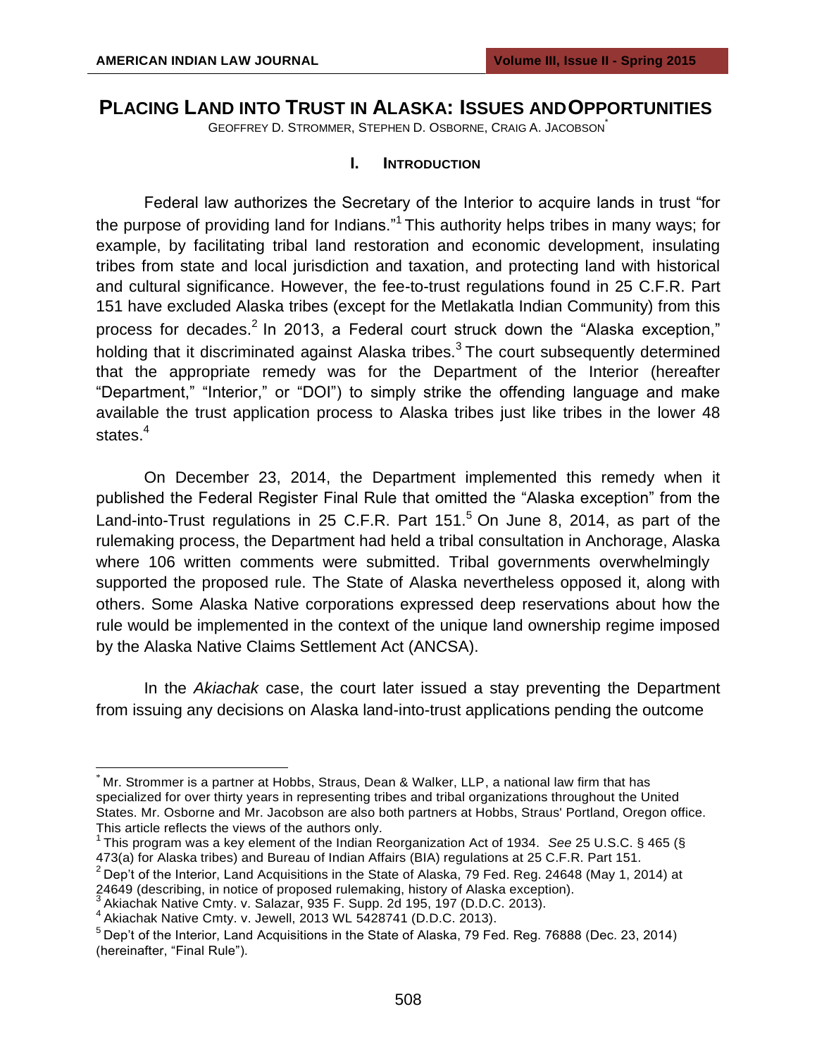# PLACING LAND INTO TRUST IN ALASKA: ISSUES AND OPPORTUNITIES

GEOFFREY D. STROMMER, STEPHEN D. OSBORNE, CRAIG A. JACOBSON[*]

## I. INTRODUCTION

Federal law authorizes the Secretary of the Interior to acquire lands in trust "for the purpose of providing land for Indians."[1] This authority helps tribes in many ways; for example, by facilitating tribal land restoration and economic development, insulating tribes from state and local jurisdiction and taxation, and protecting land with historical and cultural significance. However, the fee-to-trust regulations found in 25 C.F.R. Part 151 have excluded Alaska tribes (except for the Metlakatla Indian Community) from this process for decades.[2] In 2013, a Federal court struck down the "Alaska exception," holding that it discriminated against Alaska tribes.[3] The court subsequently determined that the appropriate remedy was for the Department of the Interior (hereafter "Department," "Interior," or "DOI") to simply strike the offending language and make available the trust application process to Alaska tribes just like tribes in the lower 48 states.[4]

On December 23, 2014, the Department implemented this remedy when it published the Federal Register Final Rule that omitted the "Alaska exception" from the Land-into-Trust regulations in 25 C.F.R. Part 151.[5] On June 8, 2014, as part of the rulemaking process, the Department had held a tribal consultation in Anchorage, Alaska where 106 written comments were submitted. Tribal governments overwhelmingly supported the proposed rule. The State of Alaska nevertheless opposed it, along with others. Some Alaska Native corporations expressed deep reservations about how the rule would be implemented in the context of the unique land ownership regime imposed by the Alaska Native Claims Settlement Act (ANCSA).

In the *Akiachak* case, the court later issued a stay preventing the Department from issuing any decisions on Alaska land-into-trust applications pending the outcome

---

[*] Mr. Strommer is a partner at Hobbs, Straus, Dean & Walker, LLP, a national law firm that has specialized for over thirty years in representing tribes and tribal organizations throughout the United States. Mr. Osborne and Mr. Jacobson are also both partners at Hobbs, Straus' Portland, Oregon office. This article reflects the views of the authors only.

[1] This program was a key element of the Indian Reorganization Act of 1934. *See* 25 U.S.C. § 465 (§ 473(a) for Alaska tribes) and Bureau of Indian Affairs (BIA) regulations at 25 C.F.R. Part 151.

[2] Dep't of the Interior, Land Acquisitions in the State of Alaska, 79 Fed. Reg. 24648 (May 1, 2014) at 24649 (describing, in notice of proposed rulemaking, history of Alaska exception).

[3] Akiachak Native Cmty. v. Salazar, 935 F. Supp. 2d 195, 197 (D.D.C. 2013).

[4] Akiachak Native Cmty. v. Jewell, 2013 WL 5428741 (D.D.C. 2013).

[5] Dep't of the Interior, Land Acquisitions in the State of Alaska, 79 Fed. Reg. 76888 (Dec. 23, 2014) (hereinafter, "Final Rule").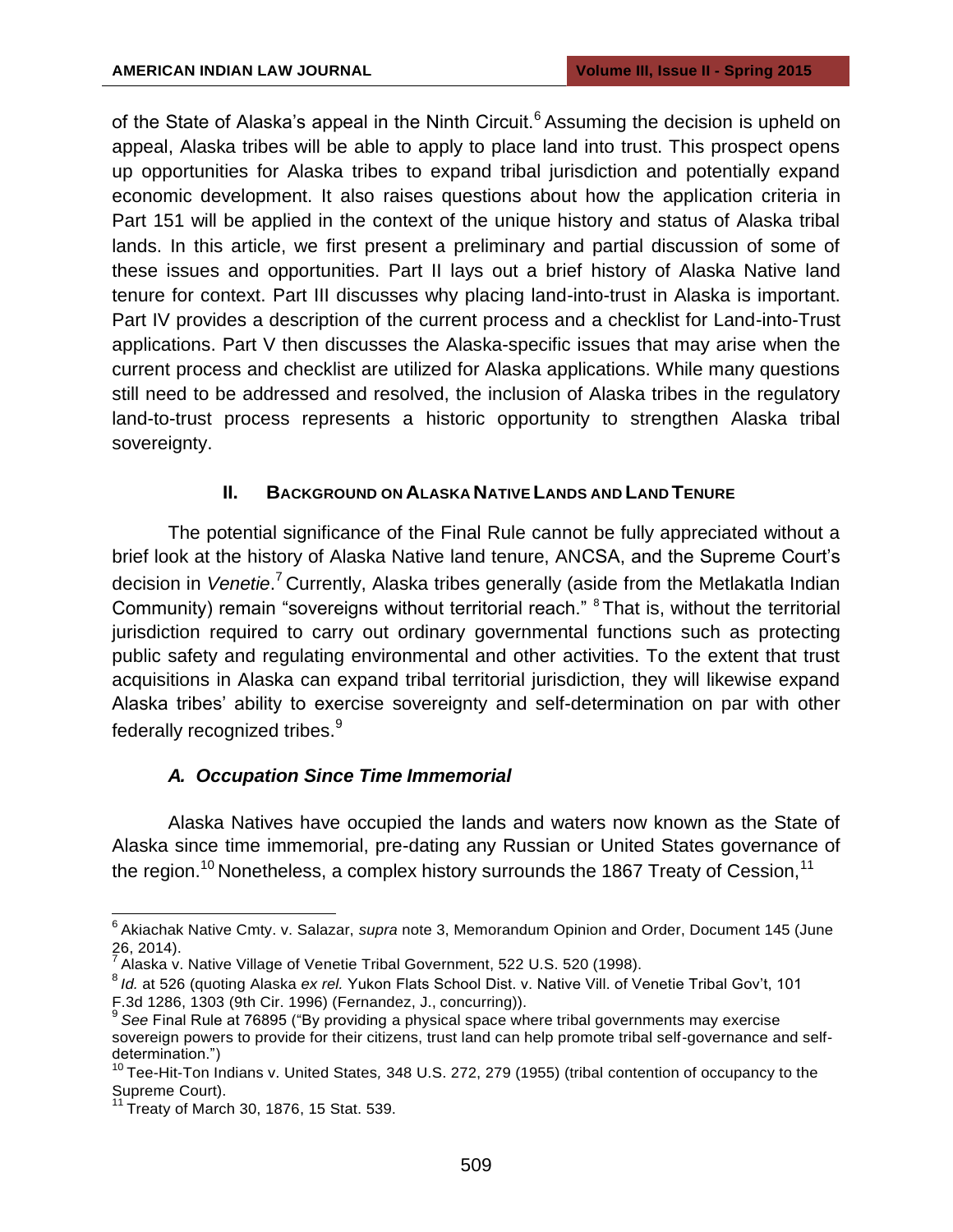of the State of Alaska's appeal in the Ninth Circuit.[6] Assuming the decision is upheld on appeal, Alaska tribes will be able to apply to place land into trust. This prospect opens up opportunities for Alaska tribes to expand tribal jurisdiction and potentially expand economic development. It also raises questions about how the application criteria in Part 151 will be applied in the context of the unique history and status of Alaska tribal lands. In this article, we first present a preliminary and partial discussion of some of these issues and opportunities. Part II lays out a brief history of Alaska Native land tenure for context. Part III discusses why placing land-into-trust in Alaska is important. Part IV provides a description of the current process and a checklist for Land-into-Trust applications. Part V then discusses the Alaska-specific issues that may arise when the current process and checklist are utilized for Alaska applications. While many questions still need to be addressed and resolved, the inclusion of Alaska tribes in the regulatory land-to-trust process represents a historic opportunity to strengthen Alaska tribal sovereignty.

## II. Background on Alaska Native Lands and Land Tenure

The potential significance of the Final Rule cannot be fully appreciated without a brief look at the history of Alaska Native land tenure, ANCSA, and the Supreme Court's decision in *Venetie*.[7] Currently, Alaska tribes generally (aside from the Metlakatla Indian Community) remain "sovereigns without territorial reach." [8] That is, without the territorial jurisdiction required to carry out ordinary governmental functions such as protecting public safety and regulating environmental and other activities. To the extent that trust acquisitions in Alaska can expand tribal territorial jurisdiction, they will likewise expand Alaska tribes' ability to exercise sovereignty and self-determination on par with other federally recognized tribes.[9]

### *A. Occupation Since Time Immemorial*

Alaska Natives have occupied the lands and waters now known as the State of Alaska since time immemorial, pre-dating any Russian or United States governance of the region.[10] Nonetheless, a complex history surrounds the 1867 Treaty of Cession,[11]

---

[6] Akiachak Native Cmty. v. Salazar, *supra* note 3, Memorandum Opinion and Order, Document 145 (June 26, 2014).

[7] Alaska v. Native Village of Venetie Tribal Government, 522 U.S. 520 (1998).

[8] *Id.* at 526 (quoting Alaska *ex rel.* Yukon Flats School Dist. v. Native Vill. of Venetie Tribal Gov't, 101 F.3d 1286, 1303 (9th Cir. 1996) (Fernandez, J., concurring)).

[9] *See* Final Rule at 76895 ("By providing a physical space where tribal governments may exercise sovereign powers to provide for their citizens, trust land can help promote tribal self-governance and self-determination.")

[10] Tee-Hit-Ton Indians v. United States*,* 348 U.S. 272, 279 (1955) (tribal contention of occupancy to the Supreme Court).

[11] Treaty of March 30, 1876, 15 Stat. 539.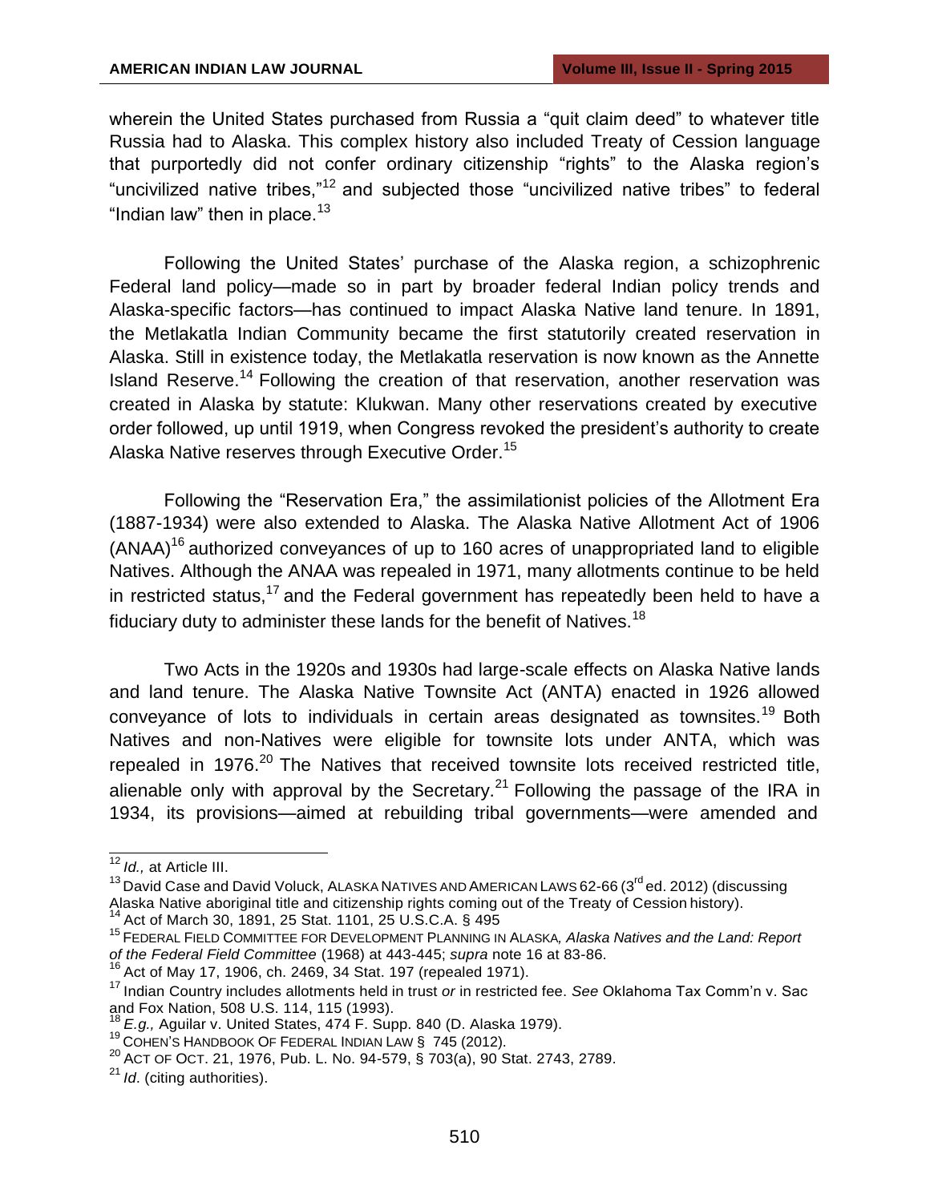wherein the United States purchased from Russia a "quit claim deed" to whatever title Russia had to Alaska. This complex history also included Treaty of Cession language that purportedly did not confer ordinary citizenship "rights" to the Alaska region's "uncivilized native tribes,"[12] and subjected those "uncivilized native tribes" to federal "Indian law" then in place.[13]

Following the United States' purchase of the Alaska region, a schizophrenic Federal land policy—made so in part by broader federal Indian policy trends and Alaska-specific factors—has continued to impact Alaska Native land tenure. In 1891, the Metlakatla Indian Community became the first statutorily created reservation in Alaska. Still in existence today, the Metlakatla reservation is now known as the Annette Island Reserve.[14] Following the creation of that reservation, another reservation was created in Alaska by statute: Klukwan. Many other reservations created by executive order followed, up until 1919, when Congress revoked the president's authority to create Alaska Native reserves through Executive Order.[15]

Following the "Reservation Era," the assimilationist policies of the Allotment Era (1887-1934) were also extended to Alaska. The Alaska Native Allotment Act of 1906 (ANAA)[16] authorized conveyances of up to 160 acres of unappropriated land to eligible Natives. Although the ANAA was repealed in 1971, many allotments continue to be held in restricted status,[17] and the Federal government has repeatedly been held to have a fiduciary duty to administer these lands for the benefit of Natives.[18]

Two Acts in the 1920s and 1930s had large-scale effects on Alaska Native lands and land tenure. The Alaska Native Townsite Act (ANTA) enacted in 1926 allowed conveyance of lots to individuals in certain areas designated as townsites.[19] Both Natives and non-Natives were eligible for townsite lots under ANTA, which was repealed in 1976.[20] The Natives that received townsite lots received restricted title, alienable only with approval by the Secretary.[21] Following the passage of the IRA in 1934, its provisions—aimed at rebuilding tribal governments—were amended and

---

[12] *Id.,* at Article III.

[13] David Case and David Voluck, ALASKA NATIVES AND AMERICAN LAWS 62-66 (3rd ed. 2012) (discussing Alaska Native aboriginal title and citizenship rights coming out of the Treaty of Cession history).

[14] Act of March 30, 1891, 25 Stat. 1101, 25 U.S.C.A. § 495

[15] FEDERAL FIELD COMMITTEE FOR DEVELOPMENT PLANNING IN ALASKA, *Alaska Natives and the Land: Report of the Federal Field Committee* (1968) at 443-445; *supra* note 16 at 83-86.

[16] Act of May 17, 1906, ch. 2469, 34 Stat. 197 (repealed 1971).

[17] Indian Country includes allotments held in trust *or* in restricted fee. *See* Oklahoma Tax Comm'n v. Sac and Fox Nation, 508 U.S. 114, 115 (1993).

[18] *E.g.,* Aguilar v. United States, 474 F. Supp. 840 (D. Alaska 1979).

[19] COHEN'S HANDBOOK OF FEDERAL INDIAN LAW § 745 (2012).

[20] ACT OF OCT. 21, 1976, Pub. L. No. 94-579, § 703(a), 90 Stat. 2743, 2789.

[21] *Id.* (citing authorities).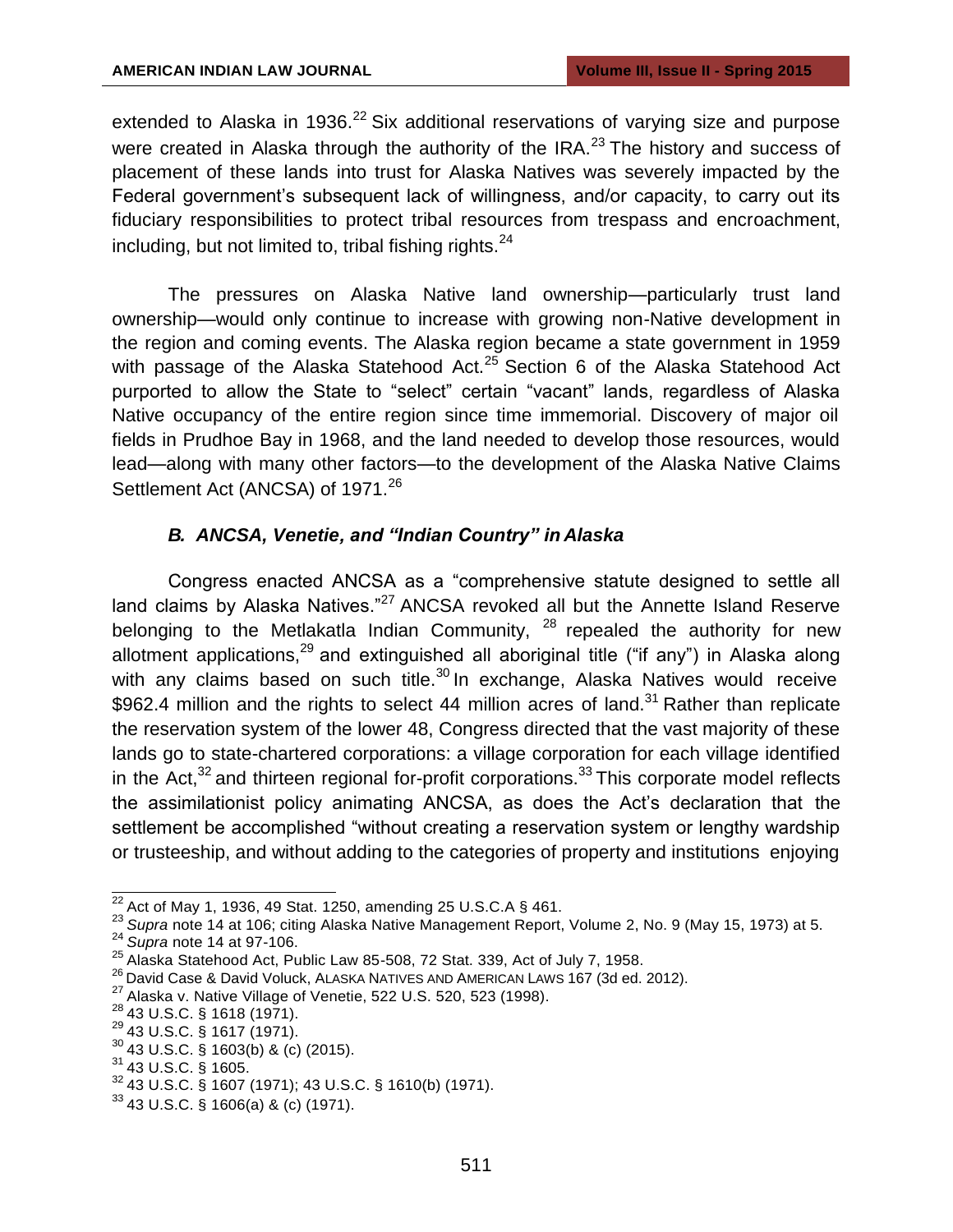extended to Alaska in 1936.[22] Six additional reservations of varying size and purpose were created in Alaska through the authority of the IRA.[23] The history and success of placement of these lands into trust for Alaska Natives was severely impacted by the Federal government's subsequent lack of willingness, and/or capacity, to carry out its fiduciary responsibilities to protect tribal resources from trespass and encroachment, including, but not limited to, tribal fishing rights.[24]

The pressures on Alaska Native land ownership—particularly trust land ownership—would only continue to increase with growing non-Native development in the region and coming events. The Alaska region became a state government in 1959 with passage of the Alaska Statehood Act.[25] Section 6 of the Alaska Statehood Act purported to allow the State to "select" certain "vacant" lands, regardless of Alaska Native occupancy of the entire region since time immemorial. Discovery of major oil fields in Prudhoe Bay in 1968, and the land needed to develop those resources, would lead—along with many other factors—to the development of the Alaska Native Claims Settlement Act (ANCSA) of 1971.[26]

### *B. ANCSA, Venetie, and "Indian Country" in Alaska*

Congress enacted ANCSA as a "comprehensive statute designed to settle all land claims by Alaska Natives."[27] ANCSA revoked all but the Annette Island Reserve belonging to the Metlakatla Indian Community, [28] repealed the authority for new allotment applications,[29] and extinguished all aboriginal title ("if any") in Alaska along with any claims based on such title.[30] In exchange, Alaska Natives would receive $962.4 million and the rights to select 44 million acres of land.[31] Rather than replicate the reservation system of the lower 48, Congress directed that the vast majority of these lands go to state-chartered corporations: a village corporation for each village identified in the Act,[32] and thirteen regional for-profit corporations.[33] This corporate model reflects the assimilationist policy animating ANCSA, as does the Act's declaration that the settlement be accomplished "without creating a reservation system or lengthy wardship or trusteeship, and without adding to the categories of property and institutions enjoying

---

[22] Act of May 1, 1936, 49 Stat. 1250, amending 25 U.S.C.A § 461.

[23] *Supra* note 14 at 106; citing Alaska Native Management Report, Volume 2, No. 9 (May 15, 1973) at 5.

[24] *Supra* note 14 at 97-106.

[25] Alaska Statehood Act, Public Law 85-508, 72 Stat. 339, Act of July 7, 1958.

[26] David Case & David Voluck, ALASKA NATIVES AND AMERICAN LAWS 167 (3d ed. 2012).

[27] Alaska v. Native Village of Venetie, 522 U.S. 520, 523 (1998).

[28] 43 U.S.C. § 1618 (1971).

[29] 43 U.S.C. § 1617 (1971).

[30] 43 U.S.C. § 1603(b) & (c) (2015).

[31] 43 U.S.C. § 1605.

[32] 43 U.S.C. § 1607 (1971); 43 U.S.C. § 1610(b) (1971).

[33] 43 U.S.C. § 1606(a) & (c) (1971).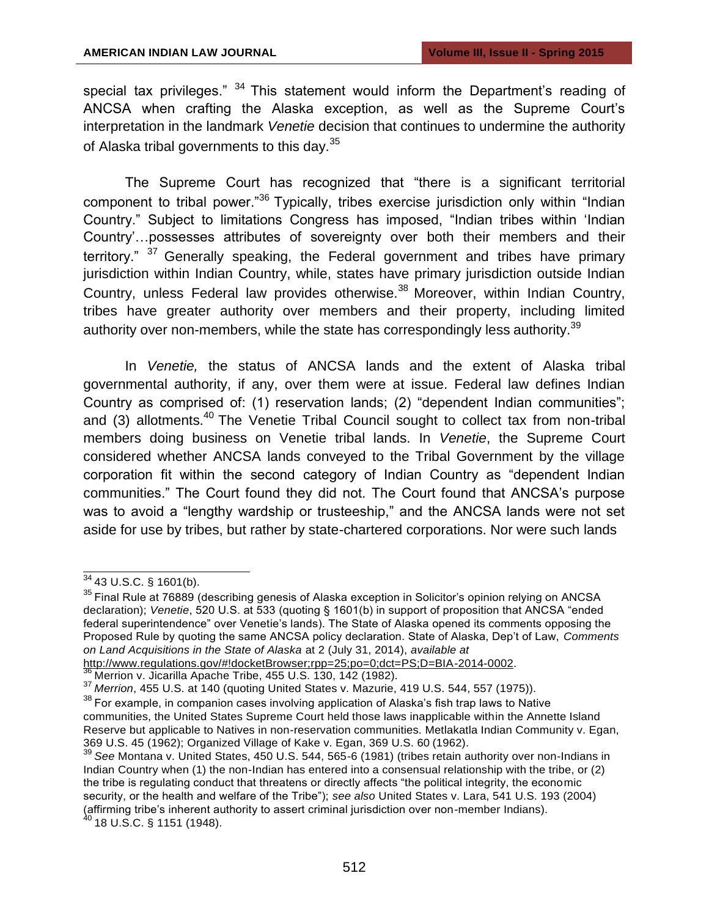special tax privileges." [34] This statement would inform the Department's reading of ANCSA when crafting the Alaska exception, as well as the Supreme Court's interpretation in the landmark *Venetie* decision that continues to undermine the authority of Alaska tribal governments to this day.[35]

The Supreme Court has recognized that "there is a significant territorial component to tribal power."[36] Typically, tribes exercise jurisdiction only within "Indian Country." Subject to limitations Congress has imposed, "Indian tribes within 'Indian Country'…possesses attributes of sovereignty over both their members and their territory." [37] Generally speaking, the Federal government and tribes have primary jurisdiction within Indian Country, while, states have primary jurisdiction outside Indian Country, unless Federal law provides otherwise.[38] Moreover, within Indian Country, tribes have greater authority over members and their property, including limited authority over non-members, while the state has correspondingly less authority.[39]

In *Venetie,* the status of ANCSA lands and the extent of Alaska tribal governmental authority, if any, over them were at issue. Federal law defines Indian Country as comprised of: (1) reservation lands; (2) "dependent Indian communities"; and (3) allotments.[40] The Venetie Tribal Council sought to collect tax from non-tribal members doing business on Venetie tribal lands. In *Venetie*, the Supreme Court considered whether ANCSA lands conveyed to the Tribal Government by the village corporation fit within the second category of Indian Country as "dependent Indian communities." The Court found they did not. The Court found that ANCSA's purpose was to avoid a "lengthy wardship or trusteeship," and the ANCSA lands were not set aside for use by tribes, but rather by state-chartered corporations. Nor were such lands

---

[34] 43 U.S.C. § 1601(b).

[35] Final Rule at 76889 (describing genesis of Alaska exception in Solicitor's opinion relying on ANCSA declaration); *Venetie*, 520 U.S. at 533 (quoting § 1601(b) in support of proposition that ANCSA "ended federal superintendence" over Venetie's lands). The State of Alaska opened its comments opposing the Proposed Rule by quoting the same ANCSA policy declaration. State of Alaska, Dep't of Law, *Comments on Land Acquisitions in the State of Alaska* at 2 (July 31, 2014), *available at* http://www.regulations.gov/#!docketBrowser;rpp=25;po=0;dct=PS;D=BIA-2014-0002.

[36] Merrion v. Jicarilla Apache Tribe, 455 U.S. 130, 142 (1982).

[37] *Merrion*, 455 U.S. at 140 (quoting United States v. Mazurie, 419 U.S. 544, 557 (1975)).

[38] For example, in companion cases involving application of Alaska's fish trap laws to Native communities, the United States Supreme Court held those laws inapplicable within the Annette Island Reserve but applicable to Natives in non-reservation communities. Metlakatla Indian Community v. Egan, 369 U.S. 45 (1962); Organized Village of Kake v. Egan, 369 U.S. 60 (1962).

[39] *See* Montana v. United States, 450 U.S. 544, 565-6 (1981) (tribes retain authority over non-Indians in Indian Country when (1) the non-Indian has entered into a consensual relationship with the tribe, or (2) the tribe is regulating conduct that threatens or directly affects "the political integrity, the economic security, or the health and welfare of the Tribe"); *see also* United States v. Lara, 541 U.S. 193 (2004) (affirming tribe's inherent authority to assert criminal jurisdiction over non-member Indians).

[40] 18 U.S.C. § 1151 (1948).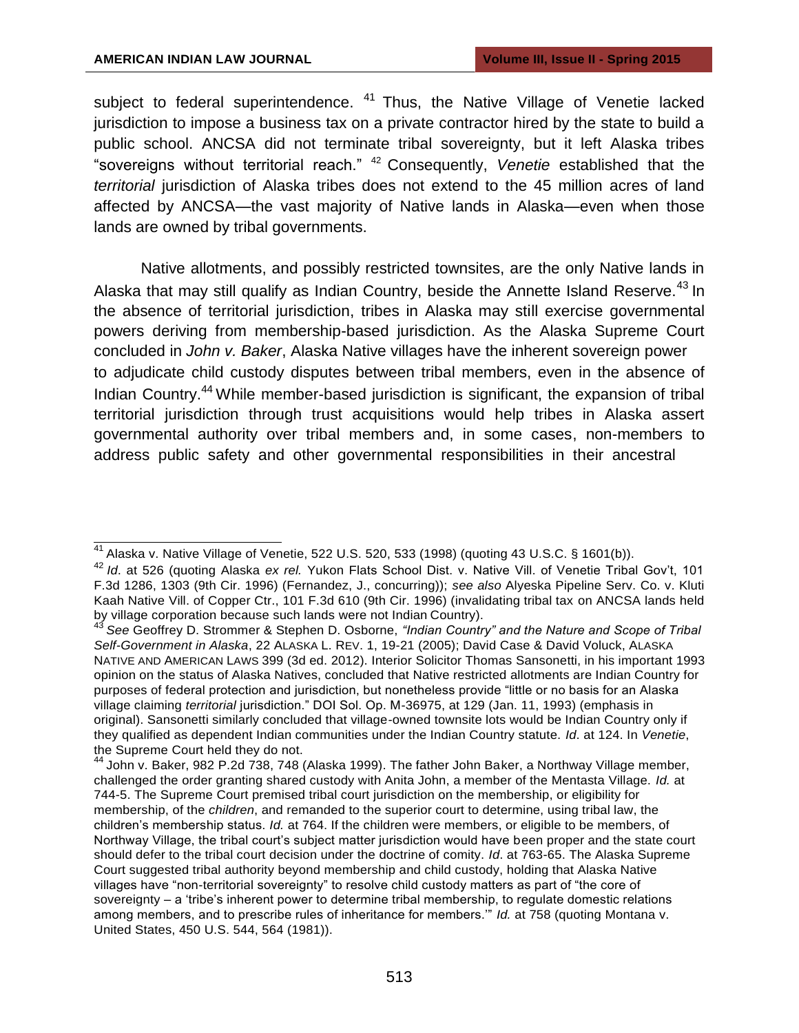subject to federal superintendence. [41] Thus, the Native Village of Venetie lacked jurisdiction to impose a business tax on a private contractor hired by the state to build a public school. ANCSA did not terminate tribal sovereignty, but it left Alaska tribes "sovereigns without territorial reach." [42] Consequently, *Venetie* established that the *territorial* jurisdiction of Alaska tribes does not extend to the 45 million acres of land affected by ANCSA—the vast majority of Native lands in Alaska—even when those lands are owned by tribal governments.

Native allotments, and possibly restricted townsites, are the only Native lands in Alaska that may still qualify as Indian Country, beside the Annette Island Reserve.[43] In the absence of territorial jurisdiction, tribes in Alaska may still exercise governmental powers deriving from membership-based jurisdiction. As the Alaska Supreme Court concluded in *John v. Baker*, Alaska Native villages have the inherent sovereign power to adjudicate child custody disputes between tribal members, even in the absence of Indian Country.[44] While member-based jurisdiction is significant, the expansion of tribal territorial jurisdiction through trust acquisitions would help tribes in Alaska assert governmental authority over tribal members and, in some cases, non-members to address public safety and other governmental responsibilities in their ancestral

---

[41] Alaska v. Native Village of Venetie, 522 U.S. 520, 533 (1998) (quoting 43 U.S.C. § 1601(b)).

[42] *Id*. at 526 (quoting Alaska *ex rel.* Yukon Flats School Dist. v. Native Vill. of Venetie Tribal Gov't, 101 F.3d 1286, 1303 (9th Cir. 1996) (Fernandez, J., concurring)); *see also* Alyeska Pipeline Serv. Co. v. Kluti Kaah Native Vill. of Copper Ctr., 101 F.3d 610 (9th Cir. 1996) (invalidating tribal tax on ANCSA lands held by village corporation because such lands were not Indian Country).

[43] *See* Geoffrey D. Strommer & Stephen D. Osborne, *"Indian Country" and the Nature and Scope of Tribal Self-Government in Alaska*, 22 ALASKA L. REV. 1, 19-21 (2005); David Case & David Voluck, ALASKA NATIVE AND AMERICAN LAWS 399 (3d ed. 2012). Interior Solicitor Thomas Sansonetti, in his important 1993 opinion on the status of Alaska Natives, concluded that Native restricted allotments are Indian Country for purposes of federal protection and jurisdiction, but nonetheless provide "little or no basis for an Alaska village claiming *territorial* jurisdiction." DOI Sol. Op. M-36975, at 129 (Jan. 11, 1993) (emphasis in original). Sansonetti similarly concluded that village-owned townsite lots would be Indian Country only if they qualified as dependent Indian communities under the Indian Country statute. *Id*. at 124. In *Venetie*, the Supreme Court held they do not.

[44] John v. Baker, 982 P.2d 738, 748 (Alaska 1999). The father John Baker, a Northway Village member, challenged the order granting shared custody with Anita John, a member of the Mentasta Village. *Id.* at 744-5. The Supreme Court premised tribal court jurisdiction on the membership, or eligibility for membership, of the *children*, and remanded to the superior court to determine, using tribal law, the children's membership status. *Id.* at 764. If the children were members, or eligible to be members, of Northway Village, the tribal court's subject matter jurisdiction would have been proper and the state court should defer to the tribal court decision under the doctrine of comity. *Id*. at 763-65. The Alaska Supreme Court suggested tribal authority beyond membership and child custody, holding that Alaska Native villages have "non-territorial sovereignty" to resolve child custody matters as part of "the core of sovereignty – a 'tribe's inherent power to determine tribal membership, to regulate domestic relations among members, and to prescribe rules of inheritance for members.'" *Id.* at 758 (quoting Montana v. United States, 450 U.S. 544, 564 (1981)).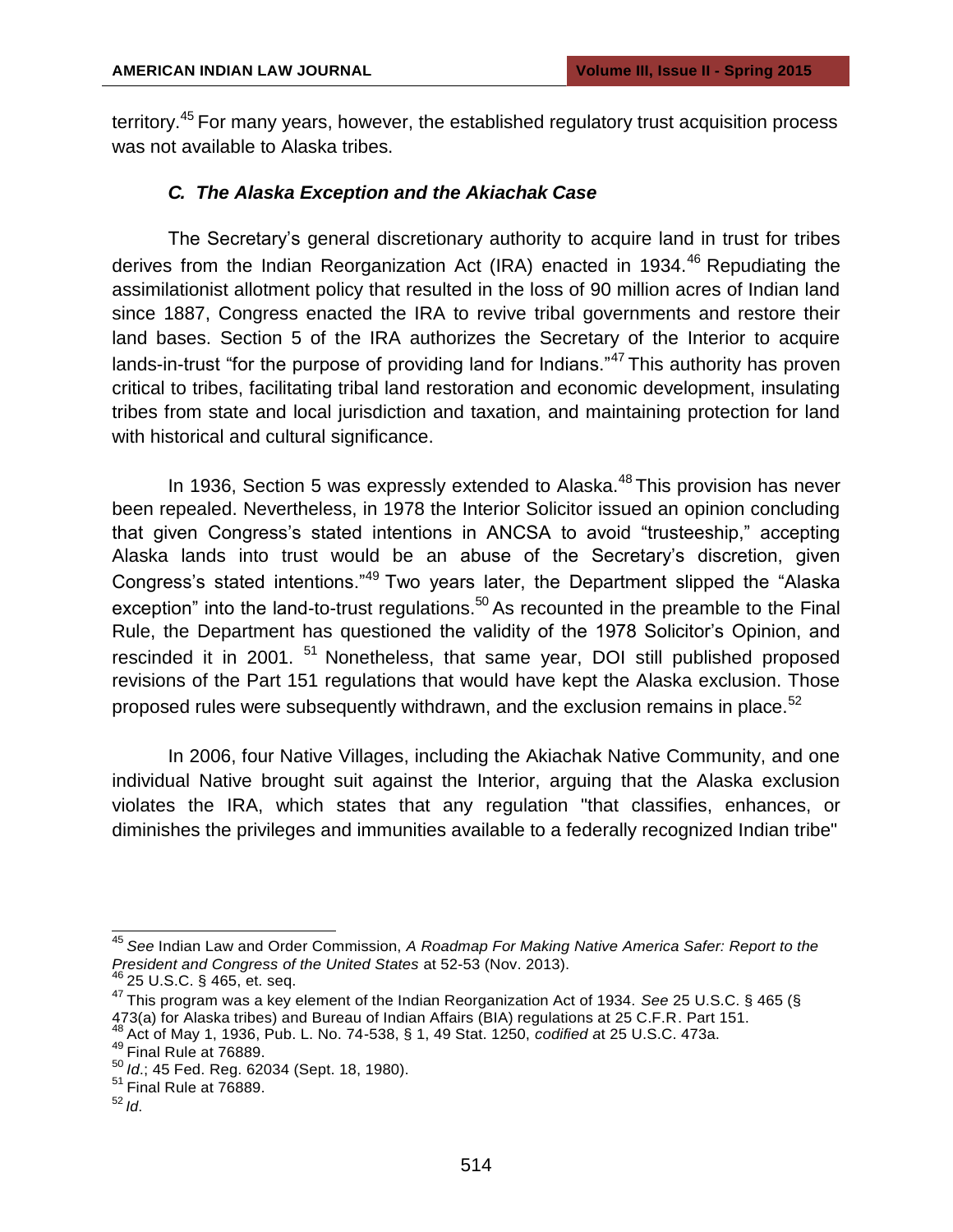territory.[45] For many years, however, the established regulatory trust acquisition process was not available to Alaska tribes.

### *C. The Alaska Exception and the Akiachak Case*

The Secretary's general discretionary authority to acquire land in trust for tribes derives from the Indian Reorganization Act (IRA) enacted in 1934.[46] Repudiating the assimilationist allotment policy that resulted in the loss of 90 million acres of Indian land since 1887, Congress enacted the IRA to revive tribal governments and restore their land bases. Section 5 of the IRA authorizes the Secretary of the Interior to acquire lands-in-trust "for the purpose of providing land for Indians."[47] This authority has proven critical to tribes, facilitating tribal land restoration and economic development, insulating tribes from state and local jurisdiction and taxation, and maintaining protection for land with historical and cultural significance.

In 1936, Section 5 was expressly extended to Alaska.[48] This provision has never been repealed. Nevertheless, in 1978 the Interior Solicitor issued an opinion concluding that given Congress's stated intentions in ANCSA to avoid "trusteeship," accepting Alaska lands into trust would be an abuse of the Secretary's discretion, given Congress's stated intentions."[49] Two years later, the Department slipped the "Alaska exception" into the land-to-trust regulations.[50] As recounted in the preamble to the Final Rule, the Department has questioned the validity of the 1978 Solicitor's Opinion, and rescinded it in 2001. [51] Nonetheless, that same year, DOI still published proposed revisions of the Part 151 regulations that would have kept the Alaska exclusion. Those proposed rules were subsequently withdrawn, and the exclusion remains in place.[52]

In 2006, four Native Villages, including the Akiachak Native Community, and one individual Native brought suit against the Interior, arguing that the Alaska exclusion violates the IRA, which states that any regulation "that classifies, enhances, or diminishes the privileges and immunities available to a federally recognized Indian tribe"

---

[45] *See* Indian Law and Order Commission, *A Roadmap For Making Native America Safer: Report to the President and Congress of the United States* at 52-53 (Nov. 2013).

[46] 25 U.S.C. § 465, et. seq.

[47] This program was a key element of the Indian Reorganization Act of 1934. *See* 25 U.S.C. § 465 (§ 473(a) for Alaska tribes) and Bureau of Indian Affairs (BIA) regulations at 25 C.F.R. Part 151.

[48] Act of May 1, 1936, Pub. L. No. 74-538, § 1, 49 Stat. 1250, *codified* at 25 U.S.C. 473a.

[49] Final Rule at 76889.

[50] *Id*.; 45 Fed. Reg. 62034 (Sept. 18, 1980).

[51] Final Rule at 76889.

[52] *Id*.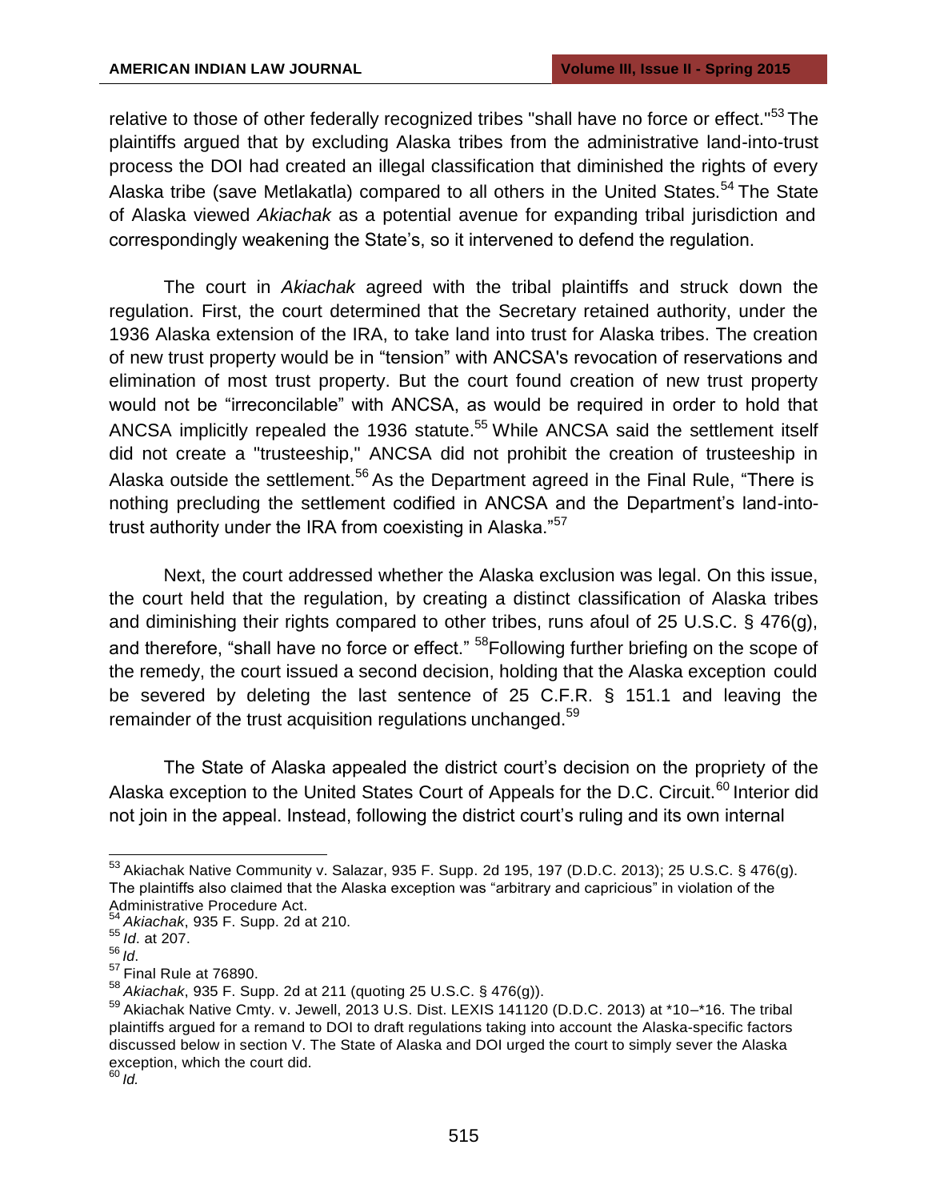relative to those of other federally recognized tribes "shall have no force or effect."[53] The plaintiffs argued that by excluding Alaska tribes from the administrative land-into-trust process the DOI had created an illegal classification that diminished the rights of every Alaska tribe (save Metlakatla) compared to all others in the United States.[54] The State of Alaska viewed *Akiachak* as a potential avenue for expanding tribal jurisdiction and correspondingly weakening the State's, so it intervened to defend the regulation.

The court in *Akiachak* agreed with the tribal plaintiffs and struck down the regulation. First, the court determined that the Secretary retained authority, under the 1936 Alaska extension of the IRA, to take land into trust for Alaska tribes. The creation of new trust property would be in "tension" with ANCSA's revocation of reservations and elimination of most trust property. But the court found creation of new trust property would not be "irreconcilable" with ANCSA, as would be required in order to hold that ANCSA implicitly repealed the 1936 statute.[55] While ANCSA said the settlement itself did not create a "trusteeship," ANCSA did not prohibit the creation of trusteeship in Alaska outside the settlement.[56] As the Department agreed in the Final Rule, "There is nothing precluding the settlement codified in ANCSA and the Department's land-into-trust authority under the IRA from coexisting in Alaska."[57]

Next, the court addressed whether the Alaska exclusion was legal. On this issue, the court held that the regulation, by creating a distinct classification of Alaska tribes and diminishing their rights compared to other tribes, runs afoul of 25 U.S.C. § 476(g), and therefore, "shall have no force or effect." [58]Following further briefing on the scope of the remedy, the court issued a second decision, holding that the Alaska exception could be severed by deleting the last sentence of 25 C.F.R. § 151.1 and leaving the remainder of the trust acquisition regulations unchanged.[59]

The State of Alaska appealed the district court's decision on the propriety of the Alaska exception to the United States Court of Appeals for the D.C. Circuit.[60] Interior did not join in the appeal. Instead, following the district court's ruling and its own internal

---

[53] Akiachak Native Community v. Salazar, 935 F. Supp. 2d 195, 197 (D.D.C. 2013); 25 U.S.C. § 476(g). The plaintiffs also claimed that the Alaska exception was "arbitrary and capricious" in violation of the Administrative Procedure Act.

[54] *Akiachak*, 935 F. Supp. 2d at 210.

[55] *Id*. at 207.

[56] *Id*.

[57] Final Rule at 76890.

[58] *Akiachak*, 935 F. Supp. 2d at 211 (quoting 25 U.S.C. § 476(g)).

[59] Akiachak Native Cmty. v. Jewell, 2013 U.S. Dist. LEXIS 141120 (D.D.C. 2013) at *10–*16. The tribal plaintiffs argued for a remand to DOI to draft regulations taking into account the Alaska-specific factors discussed below in section V. The State of Alaska and DOI urged the court to simply sever the Alaska exception, which the court did.

[60] *Id.*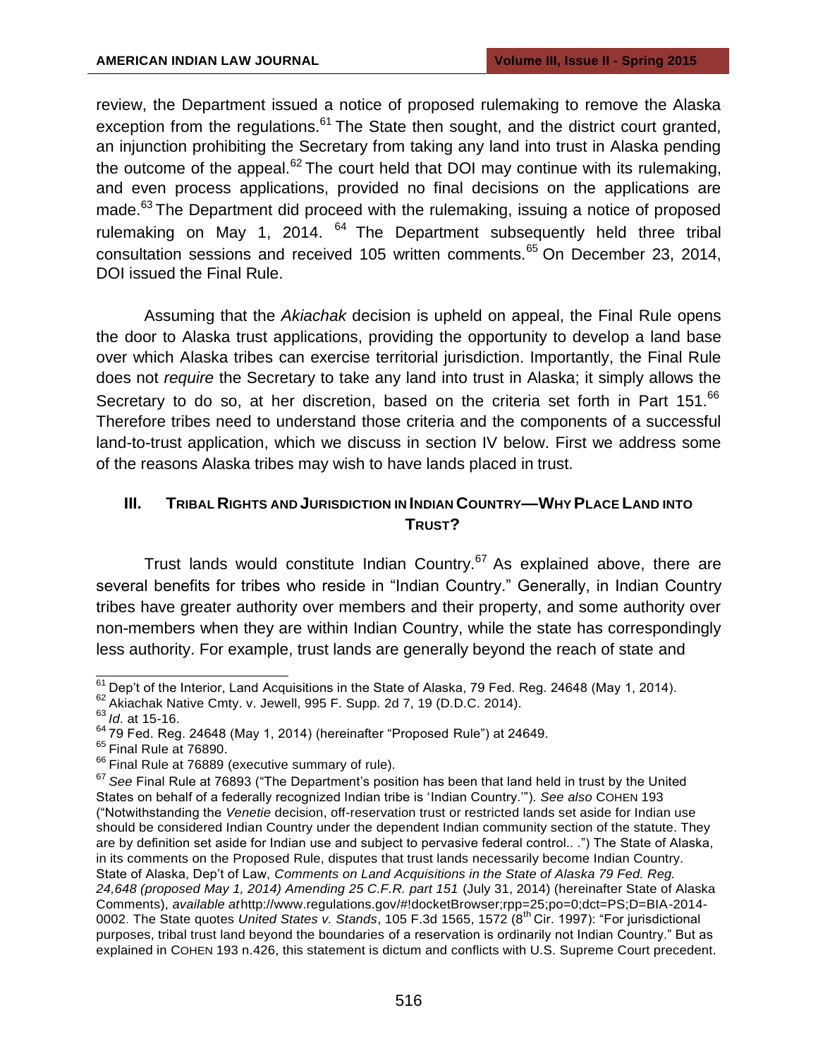review, the Department issued a notice of proposed rulemaking to remove the Alaska exception from the regulations.[61] The State then sought, and the district court granted, an injunction prohibiting the Secretary from taking any land into trust in Alaska pending the outcome of the appeal.[62] The court held that DOI may continue with its rulemaking, and even process applications, provided no final decisions on the applications are made.[63] The Department did proceed with the rulemaking, issuing a notice of proposed rulemaking on May 1, 2014. [64] The Department subsequently held three tribal consultation sessions and received 105 written comments.[65] On December 23, 2014, DOI issued the Final Rule.

Assuming that the *Akiachak* decision is upheld on appeal, the Final Rule opens the door to Alaska trust applications, providing the opportunity to develop a land base over which Alaska tribes can exercise territorial jurisdiction. Importantly, the Final Rule does not *require* the Secretary to take any land into trust in Alaska; it simply allows the Secretary to do so, at her discretion, based on the criteria set forth in Part 151.[66] Therefore tribes need to understand those criteria and the components of a successful land-to-trust application, which we discuss in section IV below. First we address some of the reasons Alaska tribes may wish to have lands placed in trust.

## III. Tribal Rights and Jurisdiction in Indian Country—Why Place Land into Trust?

Trust lands would constitute Indian Country.[67] As explained above, there are several benefits for tribes who reside in "Indian Country." Generally, in Indian Country tribes have greater authority over members and their property, and some authority over non-members when they are within Indian Country, while the state has correspondingly less authority. For example, trust lands are generally beyond the reach of state and

---

[61] Dep't of the Interior, Land Acquisitions in the State of Alaska, 79 Fed. Reg. 24648 (May 1, 2014).

[62] Akiachak Native Cmty. v. Jewell, 995 F. Supp. 2d 7, 19 (D.D.C. 2014).

[63] *Id*. at 15-16.

[64] 79 Fed. Reg. 24648 (May 1, 2014) (hereinafter "Proposed Rule") at 24649.

[65] Final Rule at 76890.

[66] Final Rule at 76889 (executive summary of rule).

[67] *See* Final Rule at 76893 ("The Department's position has been that land held in trust by the United States on behalf of a federally recognized Indian tribe is 'Indian Country.'"). *See also* COHEN 193 ("Notwithstanding the *Venetie* decision, off-reservation trust or restricted lands set aside for Indian use should be considered Indian Country under the dependent Indian community section of the statute. They are by definition set aside for Indian use and subject to pervasive federal control.. .") The State of Alaska, in its comments on the Proposed Rule, disputes that trust lands necessarily become Indian Country. State of Alaska, Dep't of Law, *Comments on Land Acquisitions in the State of Alaska 79 Fed. Reg. 24,648 (proposed May 1, 2014) Amending 25 C.F.R. part 151* (July 31, 2014) (hereinafter State of Alaska Comments), *available at* http://www.regulations.gov/#!docketBrowser;rpp=25;po=0;dct=PS;D=BIA-2014-0002. The State quotes *United States v. Stands*, 105 F.3d 1565, 1572 (8th Cir. 1997): "For jurisdictional purposes, tribal trust land beyond the boundaries of a reservation is ordinarily not Indian Country." But as explained in COHEN 193 n.426, this statement is dictum and conflicts with U.S. Supreme Court precedent.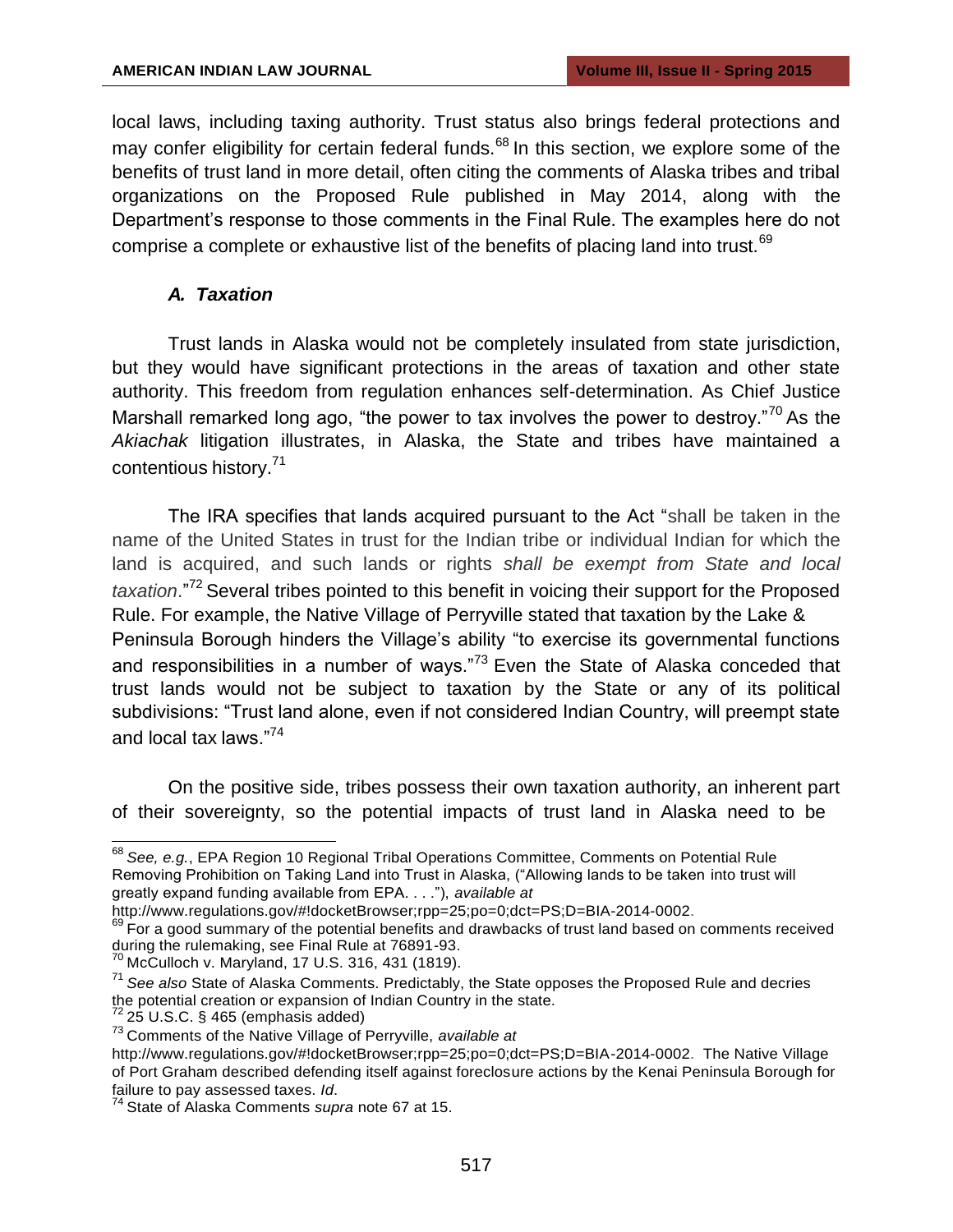local laws, including taxing authority. Trust status also brings federal protections and may confer eligibility for certain federal funds.[68] In this section, we explore some of the benefits of trust land in more detail, often citing the comments of Alaska tribes and tribal organizations on the Proposed Rule published in May 2014, along with the Department's response to those comments in the Final Rule. The examples here do not comprise a complete or exhaustive list of the benefits of placing land into trust.[69]

### *A. Taxation*

Trust lands in Alaska would not be completely insulated from state jurisdiction, but they would have significant protections in the areas of taxation and other state authority. This freedom from regulation enhances self-determination. As Chief Justice Marshall remarked long ago, "the power to tax involves the power to destroy."[70] As the *Akiachak* litigation illustrates, in Alaska, the State and tribes have maintained a contentious history.[71]

The IRA specifies that lands acquired pursuant to the Act "shall be taken in the name of the United States in trust for the Indian tribe or individual Indian for which the land is acquired, and such lands or rights *shall be exempt from State and local taxation*."[72] Several tribes pointed to this benefit in voicing their support for the Proposed Rule. For example, the Native Village of Perryville stated that taxation by the Lake & Peninsula Borough hinders the Village's ability "to exercise its governmental functions and responsibilities in a number of ways."[73] Even the State of Alaska conceded that trust lands would not be subject to taxation by the State or any of its political subdivisions: "Trust land alone, even if not considered Indian Country, will preempt state and local tax laws."[74]

On the positive side, tribes possess their own taxation authority, an inherent part of their sovereignty, so the potential impacts of trust land in Alaska need to be

---

[68] *See, e.g.*, EPA Region 10 Regional Tribal Operations Committee, Comments on Potential Rule Removing Prohibition on Taking Land into Trust in Alaska, ("Allowing lands to be taken into trust will greatly expand funding available from EPA. . . ."), *available at* http://www.regulations.gov/#!docketBrowser;rpp=25;po=0;dct=PS;D=BIA-2014-0002.

[69] For a good summary of the potential benefits and drawbacks of trust land based on comments received during the rulemaking, see Final Rule at 76891-93.

[70] McCulloch v. Maryland, 17 U.S. 316, 431 (1819).

[71] *See also* State of Alaska Comments. Predictably, the State opposes the Proposed Rule and decries the potential creation or expansion of Indian Country in the state.

[72] 25 U.S.C. § 465 (emphasis added)

[73] Comments of the Native Village of Perryville, *available at* http://www.regulations.gov/#!docketBrowser;rpp=25;po=0;dct=PS;D=BIA-2014-0002. The Native Village of Port Graham described defending itself against foreclosure actions by the Kenai Peninsula Borough for failure to pay assessed taxes. *Id*.

[74] State of Alaska Comments *supra* note 67 at 15.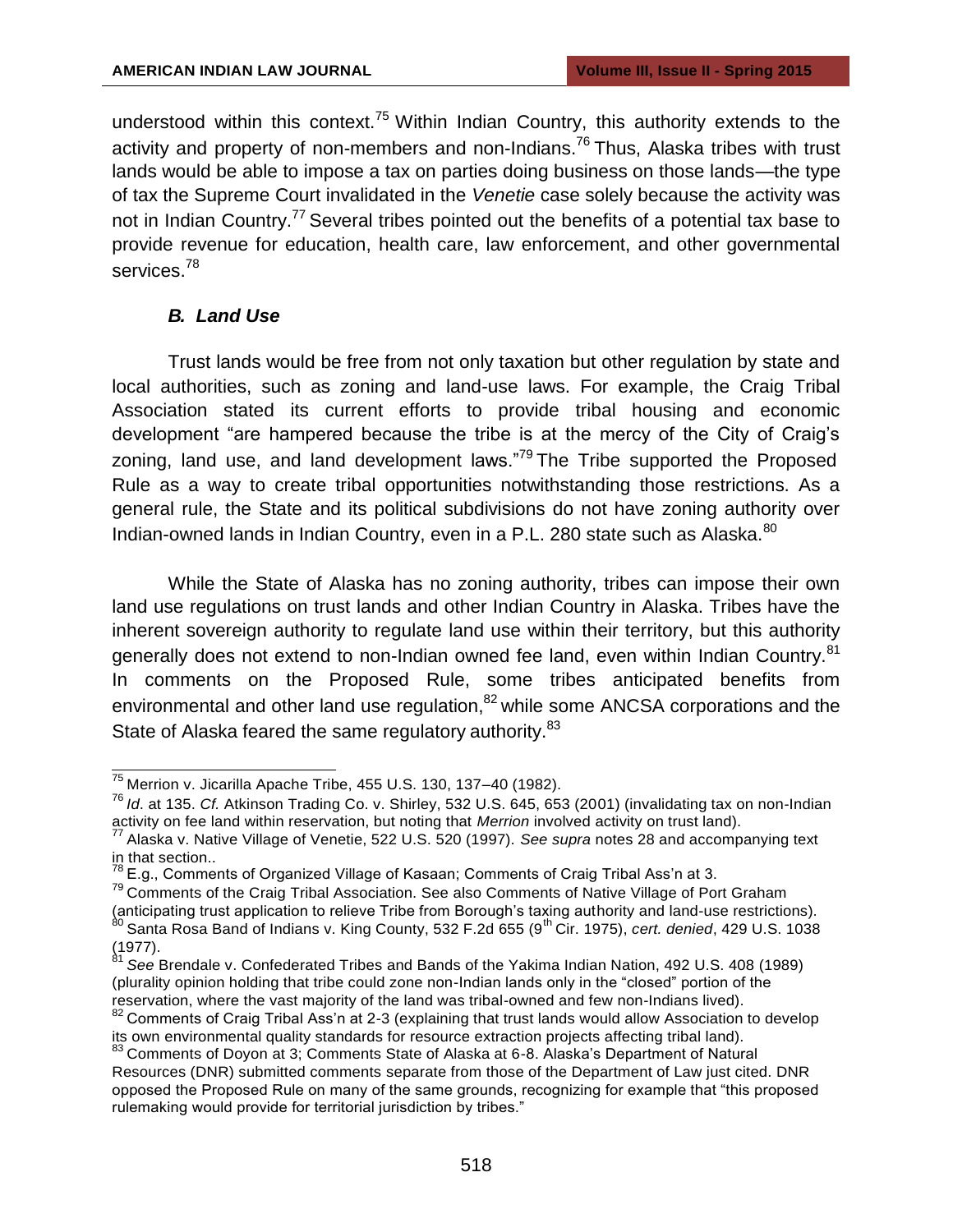understood within this context.[75] Within Indian Country, this authority extends to the activity and property of non-members and non-Indians.[76] Thus, Alaska tribes with trust lands would be able to impose a tax on parties doing business on those lands—the type of tax the Supreme Court invalidated in the *Venetie* case solely because the activity was not in Indian Country.[77] Several tribes pointed out the benefits of a potential tax base to provide revenue for education, health care, law enforcement, and other governmental services.[78]

### *B. Land Use*

Trust lands would be free from not only taxation but other regulation by state and local authorities, such as zoning and land-use laws. For example, the Craig Tribal Association stated its current efforts to provide tribal housing and economic development "are hampered because the tribe is at the mercy of the City of Craig's zoning, land use, and land development laws."[79] The Tribe supported the Proposed Rule as a way to create tribal opportunities notwithstanding those restrictions. As a general rule, the State and its political subdivisions do not have zoning authority over Indian-owned lands in Indian Country, even in a P.L. 280 state such as Alaska.[80]

While the State of Alaska has no zoning authority, tribes can impose their own land use regulations on trust lands and other Indian Country in Alaska. Tribes have the inherent sovereign authority to regulate land use within their territory, but this authority generally does not extend to non-Indian owned fee land, even within Indian Country.[81] In comments on the Proposed Rule, some tribes anticipated benefits from environmental and other land use regulation,[82] while some ANCSA corporations and the State of Alaska feared the same regulatory authority.[83]

---

[75] Merrion v. Jicarilla Apache Tribe, 455 U.S. 130, 137–40 (1982).

[76] *Id*. at 135. *Cf.* Atkinson Trading Co. v. Shirley, 532 U.S. 645, 653 (2001) (invalidating tax on non-Indian activity on fee land within reservation, but noting that *Merrion* involved activity on trust land).

[77] Alaska v. Native Village of Venetie, 522 U.S. 520 (1997). *See supra* notes 28 and accompanying text in that section..

[78] E.g., Comments of Organized Village of Kasaan; Comments of Craig Tribal Ass'n at 3.

[79] Comments of the Craig Tribal Association. See also Comments of Native Village of Port Graham (anticipating trust application to relieve Tribe from Borough's taxing authority and land-use restrictions).

[80] Santa Rosa Band of Indians v. King County, 532 F.2d 655 (9th Cir. 1975), *cert. denied*, 429 U.S. 1038 (1977).

[81] *See* Brendale v. Confederated Tribes and Bands of the Yakima Indian Nation, 492 U.S. 408 (1989) (plurality opinion holding that tribe could zone non-Indian lands only in the "closed" portion of the reservation, where the vast majority of the land was tribal-owned and few non-Indians lived).

[82] Comments of Craig Tribal Ass'n at 2-3 (explaining that trust lands would allow Association to develop its own environmental quality standards for resource extraction projects affecting tribal land).

[83] Comments of Doyon at 3; Comments State of Alaska at 6-8. Alaska's Department of Natural Resources (DNR) submitted comments separate from those of the Department of Law just cited. DNR opposed the Proposed Rule on many of the same grounds, recognizing for example that "this proposed rulemaking would provide for territorial jurisdiction by tribes."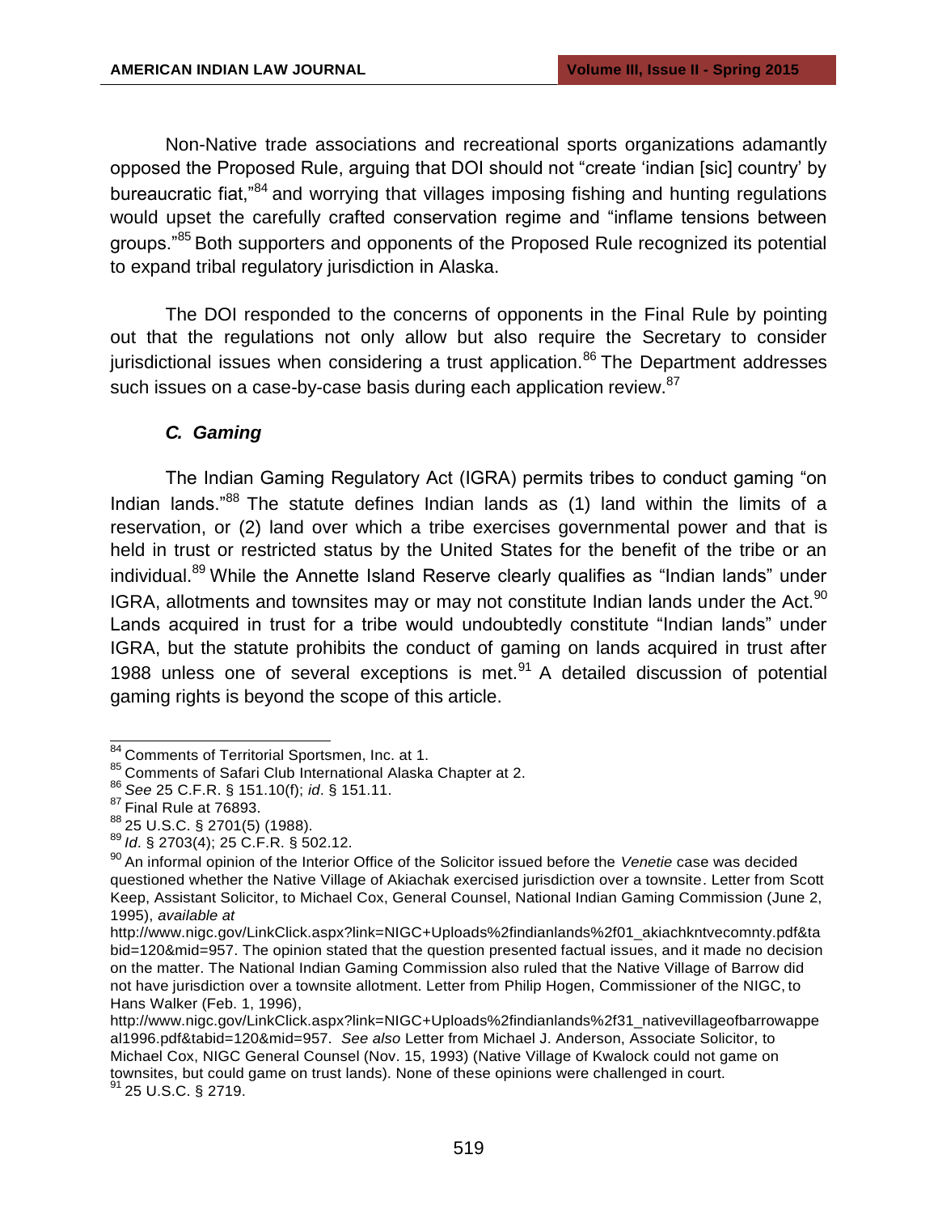Non-Native trade associations and recreational sports organizations adamantly opposed the Proposed Rule, arguing that DOI should not "create 'indian [sic] country' by bureaucratic fiat,"[84] and worrying that villages imposing fishing and hunting regulations would upset the carefully crafted conservation regime and "inflame tensions between groups."[85] Both supporters and opponents of the Proposed Rule recognized its potential to expand tribal regulatory jurisdiction in Alaska.

The DOI responded to the concerns of opponents in the Final Rule by pointing out that the regulations not only allow but also require the Secretary to consider jurisdictional issues when considering a trust application.[86] The Department addresses such issues on a case-by-case basis during each application review.[87]

### *C. Gaming*

The Indian Gaming Regulatory Act (IGRA) permits tribes to conduct gaming "on Indian lands."[88] The statute defines Indian lands as (1) land within the limits of a reservation, or (2) land over which a tribe exercises governmental power and that is held in trust or restricted status by the United States for the benefit of the tribe or an individual.[89] While the Annette Island Reserve clearly qualifies as "Indian lands" under IGRA, allotments and townsites may or may not constitute Indian lands under the Act.[90] Lands acquired in trust for a tribe would undoubtedly constitute "Indian lands" under IGRA, but the statute prohibits the conduct of gaming on lands acquired in trust after 1988 unless one of several exceptions is met.[91] A detailed discussion of potential gaming rights is beyond the scope of this article.

---

[84] Comments of Territorial Sportsmen, Inc. at 1.

[85] Comments of Safari Club International Alaska Chapter at 2.

[86] *See* 25 C.F.R. § 151.10(f); *id*. § 151.11.

[87] Final Rule at 76893.

[88] 25 U.S.C. § 2701(5) (1988).

[89] *Id*. § 2703(4); 25 C.F.R. § 502.12.

[90] An informal opinion of the Interior Office of the Solicitor issued before the *Venetie* case was decided questioned whether the Native Village of Akiachak exercised jurisdiction over a townsite. Letter from Scott Keep, Assistant Solicitor, to Michael Cox, General Counsel, National Indian Gaming Commission (June 2, 1995), *available at* http://www.nigc.gov/LinkClick.aspx?link=NIGC+Uploads%2findianlands%2f01_akiachkntvecomnty.pdf&tabid=120&mid=957. The opinion stated that the question presented factual issues, and it made no decision on the matter. The National Indian Gaming Commission also ruled that the Native Village of Barrow did not have jurisdiction over a townsite allotment. Letter from Philip Hogen, Commissioner of the NIGC, to Hans Walker (Feb. 1, 1996), http://www.nigc.gov/LinkClick.aspx?link=NIGC+Uploads%2findianlands%2f31_nativevillageofbarrowappeal1996.pdf&tabid=120&mid=957. *See also* Letter from Michael J. Anderson, Associate Solicitor, to Michael Cox, NIGC General Counsel (Nov. 15, 1993) (Native Village of Kwalock could not game on townsites, but could game on trust lands). None of these opinions were challenged in court.

[91] 25 U.S.C. § 2719.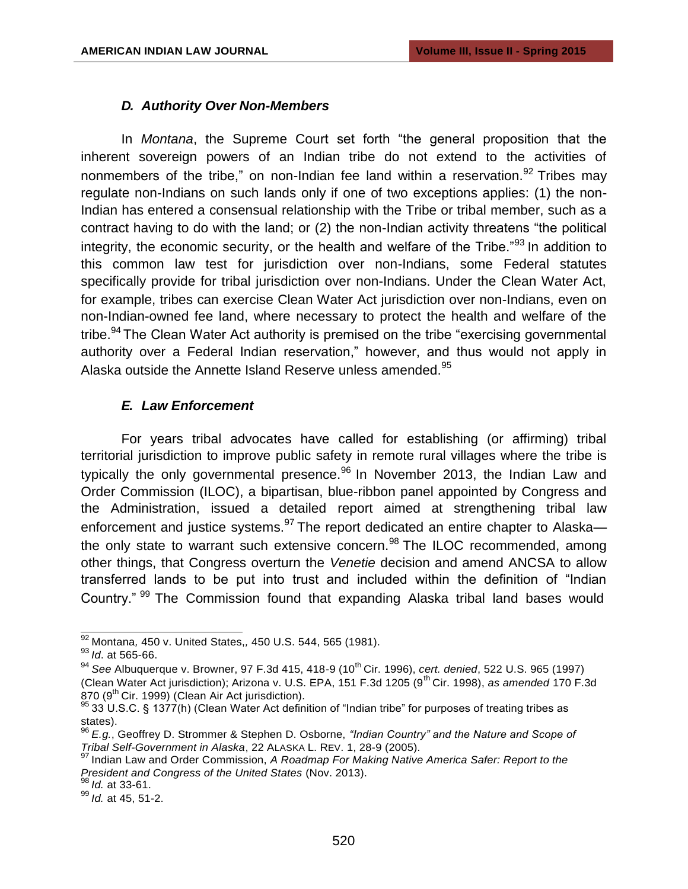### *D. Authority Over Non-Members*

In *Montana*, the Supreme Court set forth "the general proposition that the inherent sovereign powers of an Indian tribe do not extend to the activities of nonmembers of the tribe," on non-Indian fee land within a reservation.[92] Tribes may regulate non-Indians on such lands only if one of two exceptions applies: (1) the non-Indian has entered a consensual relationship with the Tribe or tribal member, such as a contract having to do with the land; or (2) the non-Indian activity threatens "the political integrity, the economic security, or the health and welfare of the Tribe."[93] In addition to this common law test for jurisdiction over non-Indians, some Federal statutes specifically provide for tribal jurisdiction over non-Indians. Under the Clean Water Act, for example, tribes can exercise Clean Water Act jurisdiction over non-Indians, even on non-Indian-owned fee land, where necessary to protect the health and welfare of the tribe.[94] The Clean Water Act authority is premised on the tribe "exercising governmental authority over a Federal Indian reservation," however, and thus would not apply in Alaska outside the Annette Island Reserve unless amended.[95]

### *E. Law Enforcement*

For years tribal advocates have called for establishing (or affirming) tribal territorial jurisdiction to improve public safety in remote rural villages where the tribe is typically the only governmental presence.[96] In November 2013, the Indian Law and Order Commission (ILOC), a bipartisan, blue-ribbon panel appointed by Congress and the Administration, issued a detailed report aimed at strengthening tribal law enforcement and justice systems.[97] The report dedicated an entire chapter to Alaska—the only state to warrant such extensive concern.[98] The ILOC recommended, among other things, that Congress overturn the *Venetie* decision and amend ANCSA to allow transferred lands to be put into trust and included within the definition of "Indian Country."[99] The Commission found that expanding Alaska tribal land bases would

---

[92] Montana*,* 450 v. United States,*,* 450 U.S. 544, 565 (1981).

[93] *Id*. at 565-66.

[94] *See* Albuquerque v. Browner, 97 F.3d 415, 418-9 (10th Cir. 1996), *cert. denied*, 522 U.S. 965 (1997) (Clean Water Act jurisdiction); Arizona v. U.S. EPA, 151 F.3d 1205 (9th Cir. 1998), *as amended* 170 F.3d 870 (9th Cir. 1999) (Clean Air Act jurisdiction).

[95] 33 U.S.C. § 1377(h) (Clean Water Act definition of "Indian tribe" for purposes of treating tribes as states).

[96] *E.g.*, Geoffrey D. Strommer & Stephen D. Osborne, *"Indian Country" and the Nature and Scope of Tribal Self-Government in Alaska*, 22 ALASKA L. REV. 1, 28-9 (2005).

[97] Indian Law and Order Commission, *A Roadmap For Making Native America Safer: Report to the President and Congress of the United States* (Nov. 2013).

[98] *Id.* at 33-61.

[99] *Id.* at 45, 51-2.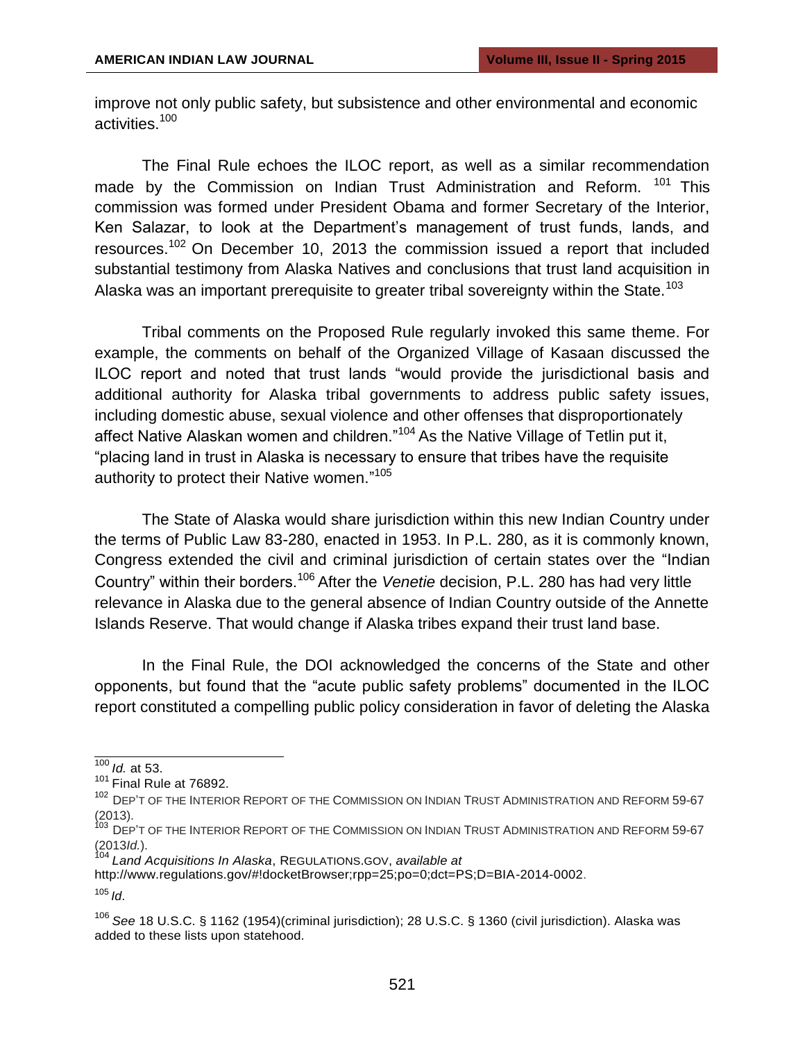improve not only public safety, but subsistence and other environmental and economic activities.[100]

The Final Rule echoes the ILOC report, as well as a similar recommendation made by the Commission on Indian Trust Administration and Reform. [101] This commission was formed under President Obama and former Secretary of the Interior, Ken Salazar, to look at the Department's management of trust funds, lands, and resources.[102] On December 10, 2013 the commission issued a report that included substantial testimony from Alaska Natives and conclusions that trust land acquisition in Alaska was an important prerequisite to greater tribal sovereignty within the State.[103]

Tribal comments on the Proposed Rule regularly invoked this same theme. For example, the comments on behalf of the Organized Village of Kasaan discussed the ILOC report and noted that trust lands "would provide the jurisdictional basis and additional authority for Alaska tribal governments to address public safety issues, including domestic abuse, sexual violence and other offenses that disproportionately affect Native Alaskan women and children."[104] As the Native Village of Tetlin put it, "placing land in trust in Alaska is necessary to ensure that tribes have the requisite authority to protect their Native women."[105]

The State of Alaska would share jurisdiction within this new Indian Country under the terms of Public Law 83-280, enacted in 1953. In P.L. 280, as it is commonly known, Congress extended the civil and criminal jurisdiction of certain states over the "Indian Country" within their borders.[106] After the *Venetie* decision, P.L. 280 has had very little relevance in Alaska due to the general absence of Indian Country outside of the Annette Islands Reserve. That would change if Alaska tribes expand their trust land base.

In the Final Rule, the DOI acknowledged the concerns of the State and other opponents, but found that the "acute public safety problems" documented in the ILOC report constituted a compelling public policy consideration in favor of deleting the Alaska

---

[100] *Id.* at 53.

[101] Final Rule at 76892.

[102] DEP'T OF THE INTERIOR REPORT OF THE COMMISSION ON INDIAN TRUST ADMINISTRATION AND REFORM 59-67 (2013).

[103] DEP'T OF THE INTERIOR REPORT OF THE COMMISSION ON INDIAN TRUST ADMINISTRATION AND REFORM 59-67 (2013*Id.*).

[104] *Land Acquisitions In Alaska*, REGULATIONS.GOV, *available at* http://www.regulations.gov/#!docketBrowser;rpp=25;po=0;dct=PS;D=BIA-2014-0002.

[105] *Id.*

[106] *See* 18 U.S.C. § 1162 (1954)(criminal jurisdiction); 28 U.S.C. § 1360 (civil jurisdiction). Alaska was added to these lists upon statehood.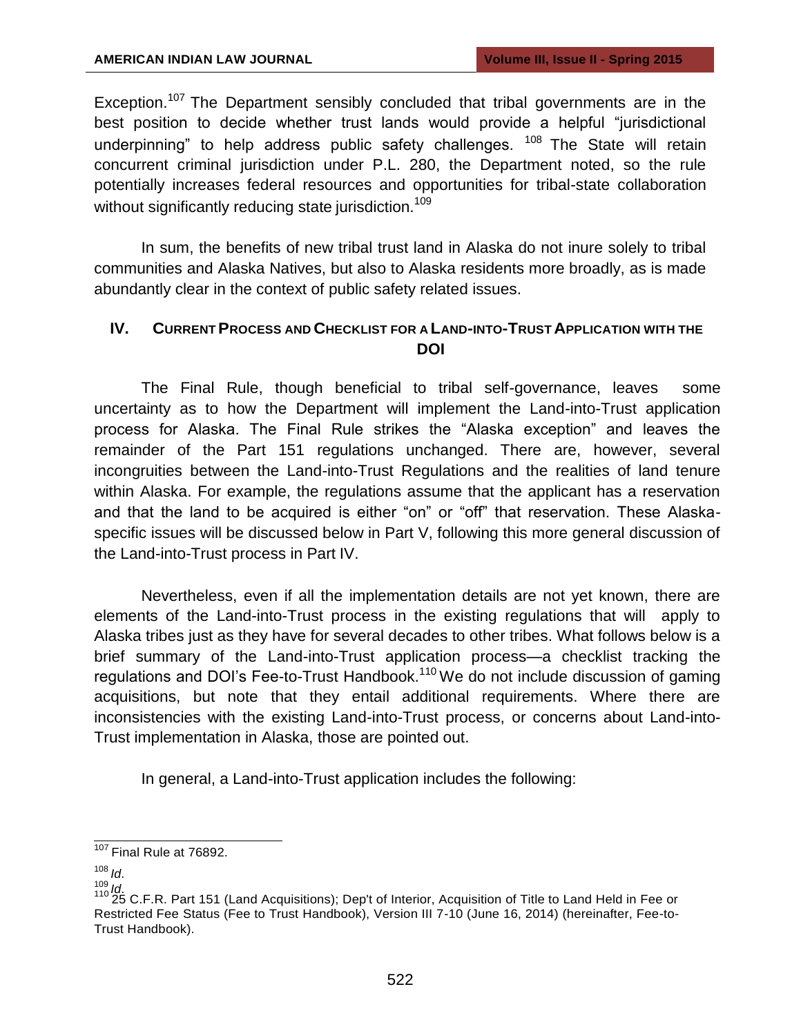Exception.[107] The Department sensibly concluded that tribal governments are in the best position to decide whether trust lands would provide a helpful "jurisdictional underpinning" to help address public safety challenges. [108] The State will retain concurrent criminal jurisdiction under P.L. 280, the Department noted, so the rule potentially increases federal resources and opportunities for tribal-state collaboration without significantly reducing state jurisdiction.[109]

In sum, the benefits of new tribal trust land in Alaska do not inure solely to tribal communities and Alaska Natives, but also to Alaska residents more broadly, as is made abundantly clear in the context of public safety related issues.

## IV. CURRENT PROCESS AND CHECKLIST FOR A LAND-INTO-TRUST APPLICATION WITH THE DOI

The Final Rule, though beneficial to tribal self-governance, leaves some uncertainty as to how the Department will implement the Land-into-Trust application process for Alaska. The Final Rule strikes the "Alaska exception" and leaves the remainder of the Part 151 regulations unchanged. There are, however, several incongruities between the Land-into-Trust Regulations and the realities of land tenure within Alaska. For example, the regulations assume that the applicant has a reservation and that the land to be acquired is either "on" or "off" that reservation. These Alaska-specific issues will be discussed below in Part V, following this more general discussion of the Land-into-Trust process in Part IV.

Nevertheless, even if all the implementation details are not yet known, there are elements of the Land-into-Trust process in the existing regulations that will apply to Alaska tribes just as they have for several decades to other tribes. What follows below is a brief summary of the Land-into-Trust application process—a checklist tracking the regulations and DOI's Fee-to-Trust Handbook.[110] We do not include discussion of gaming acquisitions, but note that they entail additional requirements. Where there are inconsistencies with the existing Land-into-Trust process, or concerns about Land-into-Trust implementation in Alaska, those are pointed out.

In general, a Land-into-Trust application includes the following:

---

[107] Final Rule at 76892.

[108] *Id*.

[109] *Id*.

[110] 25 C.F.R. Part 151 (Land Acquisitions); Dep't of Interior, Acquisition of Title to Land Held in Fee or Restricted Fee Status (Fee to Trust Handbook), Version III 7-10 (June 16, 2014) (hereinafter, Fee-to-Trust Handbook).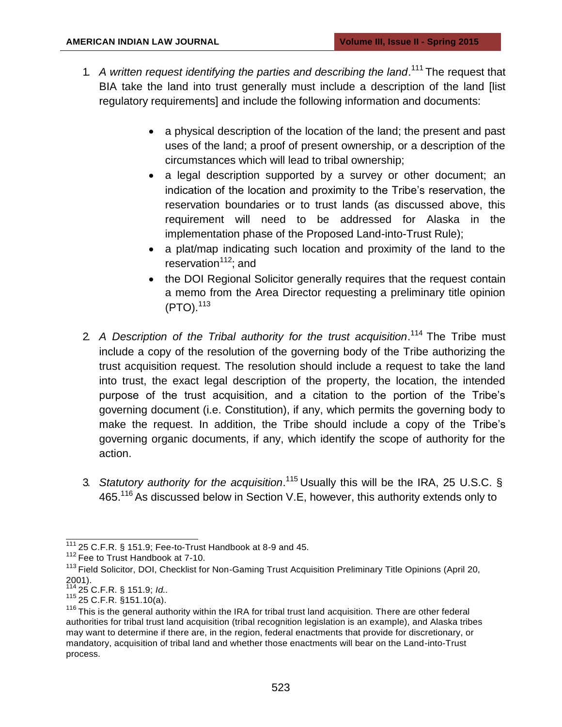1. *A written request identifying the parties and describing the land*.[111] The request that BIA take the land into trust generally must include a description of the land [list regulatory requirements] and include the following information and documents:

    - a physical description of the location of the land; the present and past uses of the land; a proof of present ownership, or a description of the circumstances which will lead to tribal ownership;
    - a legal description supported by a survey or other document; an indication of the location and proximity to the Tribe's reservation, the reservation boundaries or to trust lands (as discussed above, this requirement will need to be addressed for Alaska in the implementation phase of the Proposed Land-into-Trust Rule);
    - a plat/map indicating such location and proximity of the land to the reservation[112]; and
    - the DOI Regional Solicitor generally requires that the request contain a memo from the Area Director requesting a preliminary title opinion (PTO).[113]

2. *A Description of the Tribal authority for the trust acquisition*.[114] The Tribe must include a copy of the resolution of the governing body of the Tribe authorizing the trust acquisition request. The resolution should include a request to take the land into trust, the exact legal description of the property, the location, the intended purpose of the trust acquisition, and a citation to the portion of the Tribe's governing document (i.e. Constitution), if any, which permits the governing body to make the request. In addition, the Tribe should include a copy of the Tribe's governing organic documents, if any, which identify the scope of authority for the action.

3. *Statutory authority for the acquisition*.[115] Usually this will be the IRA, 25 U.S.C. § 465.[116] As discussed below in Section V.E, however, this authority extends only to

---

[111] 25 C.F.R. § 151.9; Fee-to-Trust Handbook at 8-9 and 45.

[112] Fee to Trust Handbook at 7-10.

[113] Field Solicitor, DOI, Checklist for Non-Gaming Trust Acquisition Preliminary Title Opinions (April 20, 2001).

[114] 25 C.F.R. § 151.9; *Id.*.

[115] 25 C.F.R. §151.10(a).

[116] This is the general authority within the IRA for tribal trust land acquisition. There are other federal authorities for tribal trust land acquisition (tribal recognition legislation is an example), and Alaska tribes may want to determine if there are, in the region, federal enactments that provide for discretionary, or mandatory, acquisition of tribal land and whether those enactments will bear on the Land-into-Trust process.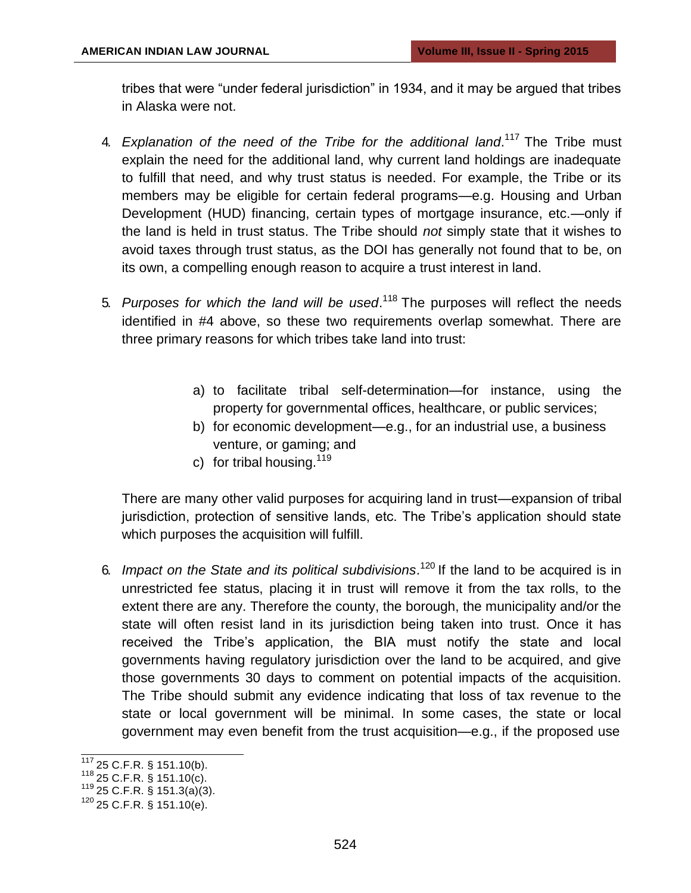tribes that were "under federal jurisdiction" in 1934, and it may be argued that tribes in Alaska were not.

4. *Explanation of the need of the Tribe for the additional land*.[117] The Tribe must explain the need for the additional land, why current land holdings are inadequate to fulfill that need, and why trust status is needed. For example, the Tribe or its members may be eligible for certain federal programs—e.g. Housing and Urban Development (HUD) financing, certain types of mortgage insurance, etc.—only if the land is held in trust status. The Tribe should *not* simply state that it wishes to avoid taxes through trust status, as the DOI has generally not found that to be, on its own, a compelling enough reason to acquire a trust interest in land.

5. *Purposes for which the land will be used*.[118] The purposes will reflect the needs identified in #4 above, so these two requirements overlap somewhat. There are three primary reasons for which tribes take land into trust:

   a) to facilitate tribal self-determination—for instance, using the property for governmental offices, healthcare, or public services;
   b) for economic development—e.g., for an industrial use, a business venture, or gaming; and
   c) for tribal housing.[119]

   There are many other valid purposes for acquiring land in trust—expansion of tribal jurisdiction, protection of sensitive lands, etc. The Tribe's application should state which purposes the acquisition will fulfill.

6. *Impact on the State and its political subdivisions*.[120] If the land to be acquired is in unrestricted fee status, placing it in trust will remove it from the tax rolls, to the extent there are any. Therefore the county, the borough, the municipality and/or the state will often resist land in its jurisdiction being taken into trust. Once it has received the Tribe's application, the BIA must notify the state and local governments having regulatory jurisdiction over the land to be acquired, and give those governments 30 days to comment on potential impacts of the acquisition. The Tribe should submit any evidence indicating that loss of tax revenue to the state or local government will be minimal. In some cases, the state or local government may even benefit from the trust acquisition—e.g., if the proposed use

---

[117] 25 C.F.R. § 151.10(b).

[118] 25 C.F.R. § 151.10(c).

[119] 25 C.F.R. § 151.3(a)(3).

[120] 25 C.F.R. § 151.10(e).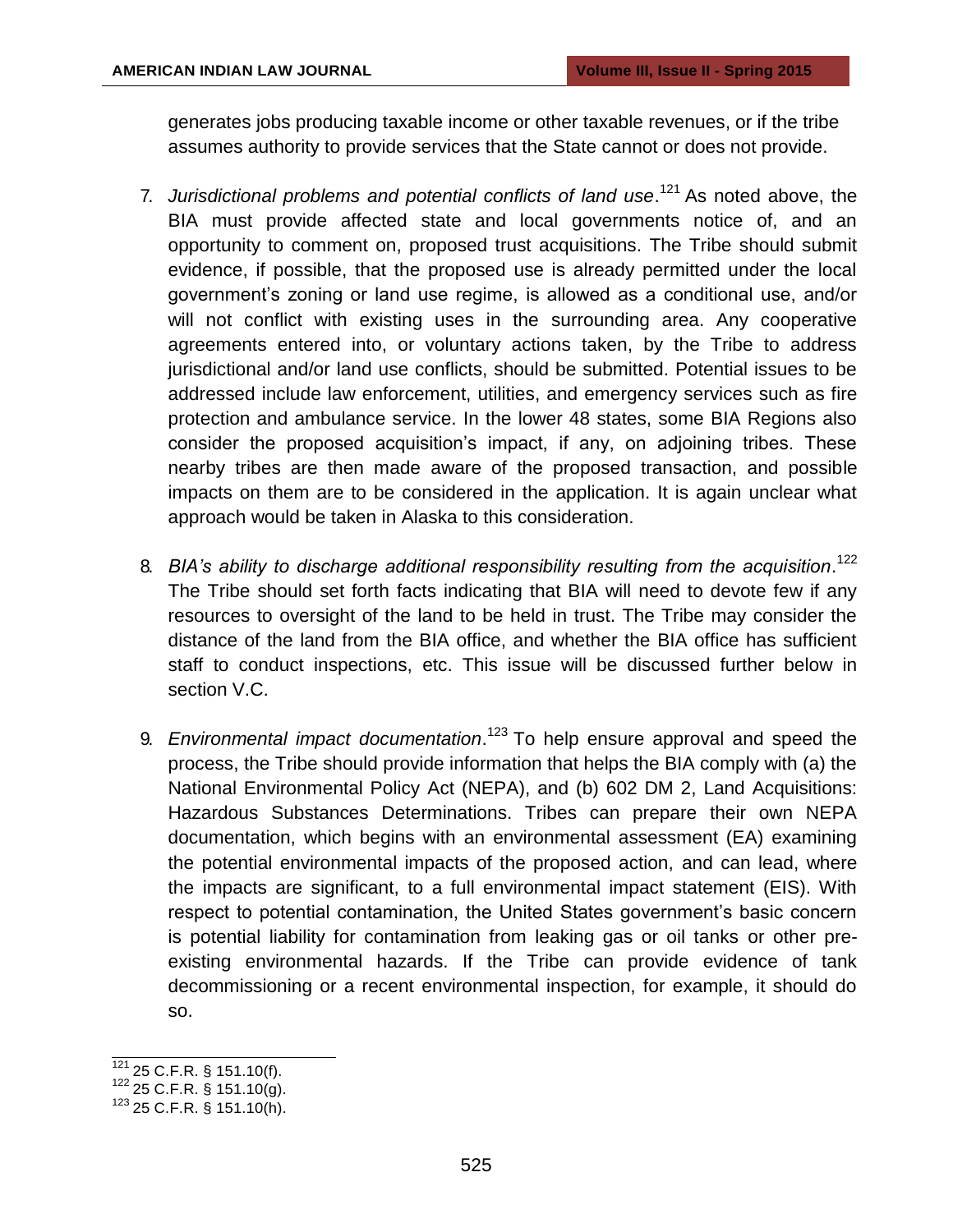generates jobs producing taxable income or other taxable revenues, or if the tribe assumes authority to provide services that the State cannot or does not provide.

7. *Jurisdictional problems and potential conflicts of land use*.[121] As noted above, the BIA must provide affected state and local governments notice of, and an opportunity to comment on, proposed trust acquisitions. The Tribe should submit evidence, if possible, that the proposed use is already permitted under the local government's zoning or land use regime, is allowed as a conditional use, and/or will not conflict with existing uses in the surrounding area. Any cooperative agreements entered into, or voluntary actions taken, by the Tribe to address jurisdictional and/or land use conflicts, should be submitted. Potential issues to be addressed include law enforcement, utilities, and emergency services such as fire protection and ambulance service. In the lower 48 states, some BIA Regions also consider the proposed acquisition's impact, if any, on adjoining tribes. These nearby tribes are then made aware of the proposed transaction, and possible impacts on them are to be considered in the application. It is again unclear what approach would be taken in Alaska to this consideration.

8. *BIA's ability to discharge additional responsibility resulting from the acquisition*.[122] The Tribe should set forth facts indicating that BIA will need to devote few if any resources to oversight of the land to be held in trust. The Tribe may consider the distance of the land from the BIA office, and whether the BIA office has sufficient staff to conduct inspections, etc. This issue will be discussed further below in section V.C.

9. *Environmental impact documentation*.[123] To help ensure approval and speed the process, the Tribe should provide information that helps the BIA comply with (a) the National Environmental Policy Act (NEPA), and (b) 602 DM 2, Land Acquisitions: Hazardous Substances Determinations. Tribes can prepare their own NEPA documentation, which begins with an environmental assessment (EA) examining the potential environmental impacts of the proposed action, and can lead, where the impacts are significant, to a full environmental impact statement (EIS). With respect to potential contamination, the United States government's basic concern is potential liability for contamination from leaking gas or oil tanks or other pre-existing environmental hazards. If the Tribe can provide evidence of tank decommissioning or a recent environmental inspection, for example, it should do so.

---

[121] 25 C.F.R. § 151.10(f).

[122] 25 C.F.R. § 151.10(g).

[123] 25 C.F.R. § 151.10(h).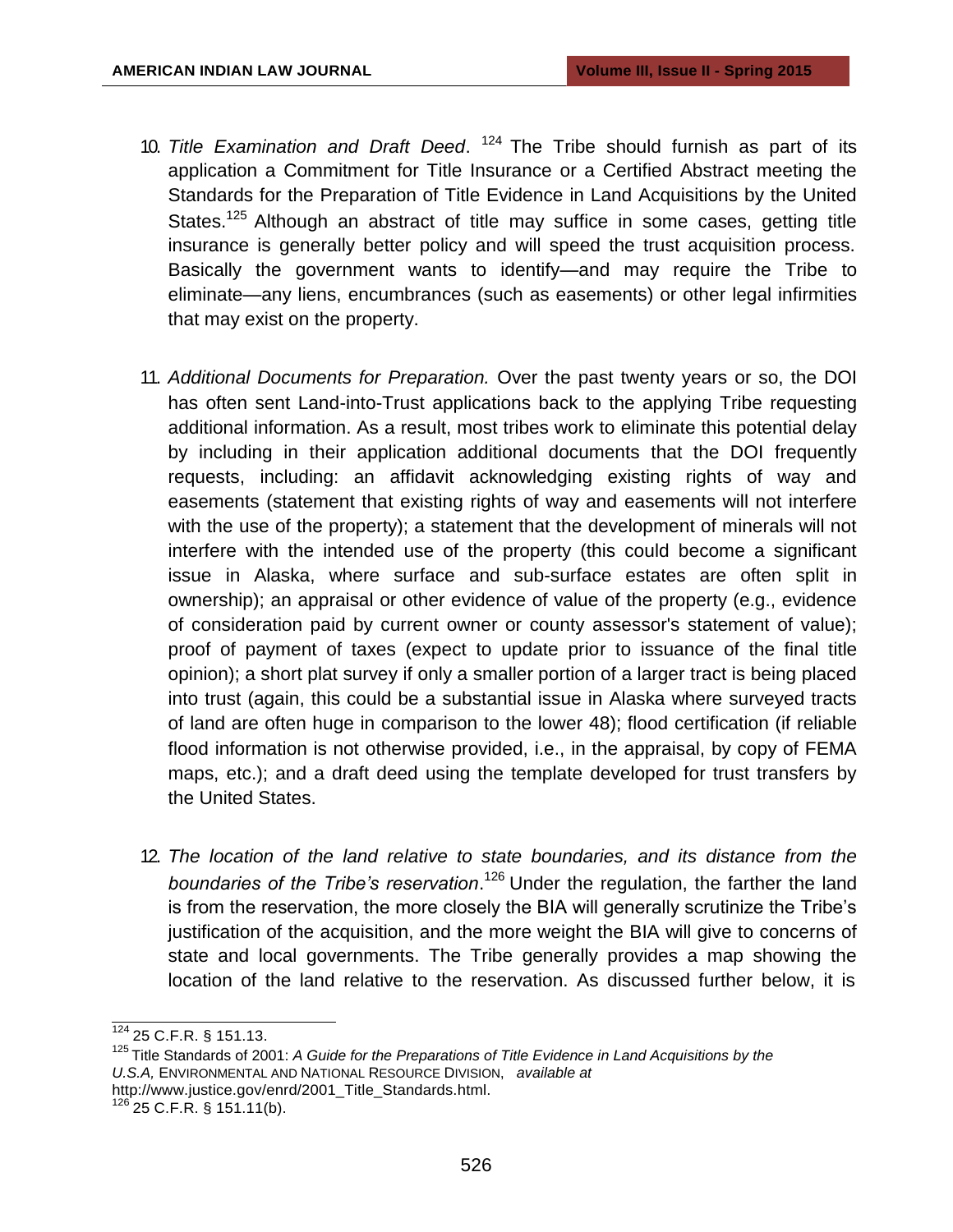10. *Title Examination and Draft Deed*. [124] The Tribe should furnish as part of its application a Commitment for Title Insurance or a Certified Abstract meeting the Standards for the Preparation of Title Evidence in Land Acquisitions by the United States.[125] Although an abstract of title may suffice in some cases, getting title insurance is generally better policy and will speed the trust acquisition process. Basically the government wants to identify—and may require the Tribe to eliminate—any liens, encumbrances (such as easements) or other legal infirmities that may exist on the property.

11. *Additional Documents for Preparation.* Over the past twenty years or so, the DOI has often sent Land-into-Trust applications back to the applying Tribe requesting additional information. As a result, most tribes work to eliminate this potential delay by including in their application additional documents that the DOI frequently requests, including: an affidavit acknowledging existing rights of way and easements (statement that existing rights of way and easements will not interfere with the use of the property); a statement that the development of minerals will not interfere with the intended use of the property (this could become a significant issue in Alaska, where surface and sub-surface estates are often split in ownership); an appraisal or other evidence of value of the property (e.g., evidence of consideration paid by current owner or county assessor's statement of value); proof of payment of taxes (expect to update prior to issuance of the final title opinion); a short plat survey if only a smaller portion of a larger tract is being placed into trust (again, this could be a substantial issue in Alaska where surveyed tracts of land are often huge in comparison to the lower 48); flood certification (if reliable flood information is not otherwise provided, i.e., in the appraisal, by copy of FEMA maps, etc.); and a draft deed using the template developed for trust transfers by the United States.

12. *The location of the land relative to state boundaries, and its distance from the boundaries of the Tribe's reservation*.[126] Under the regulation, the farther the land is from the reservation, the more closely the BIA will generally scrutinize the Tribe's justification of the acquisition, and the more weight the BIA will give to concerns of state and local governments. The Tribe generally provides a map showing the location of the land relative to the reservation. As discussed further below, it is

---

[124] 25 C.F.R. § 151.13.

[125] Title Standards of 2001: *A Guide for the Preparations of Title Evidence in Land Acquisitions by the U.S.A,* ENVIRONMENTAL AND NATIONAL RESOURCE DIVISION, *available at* http://www.justice.gov/enrd/2001_Title_Standards.html.

[126] 25 C.F.R. § 151.11(b).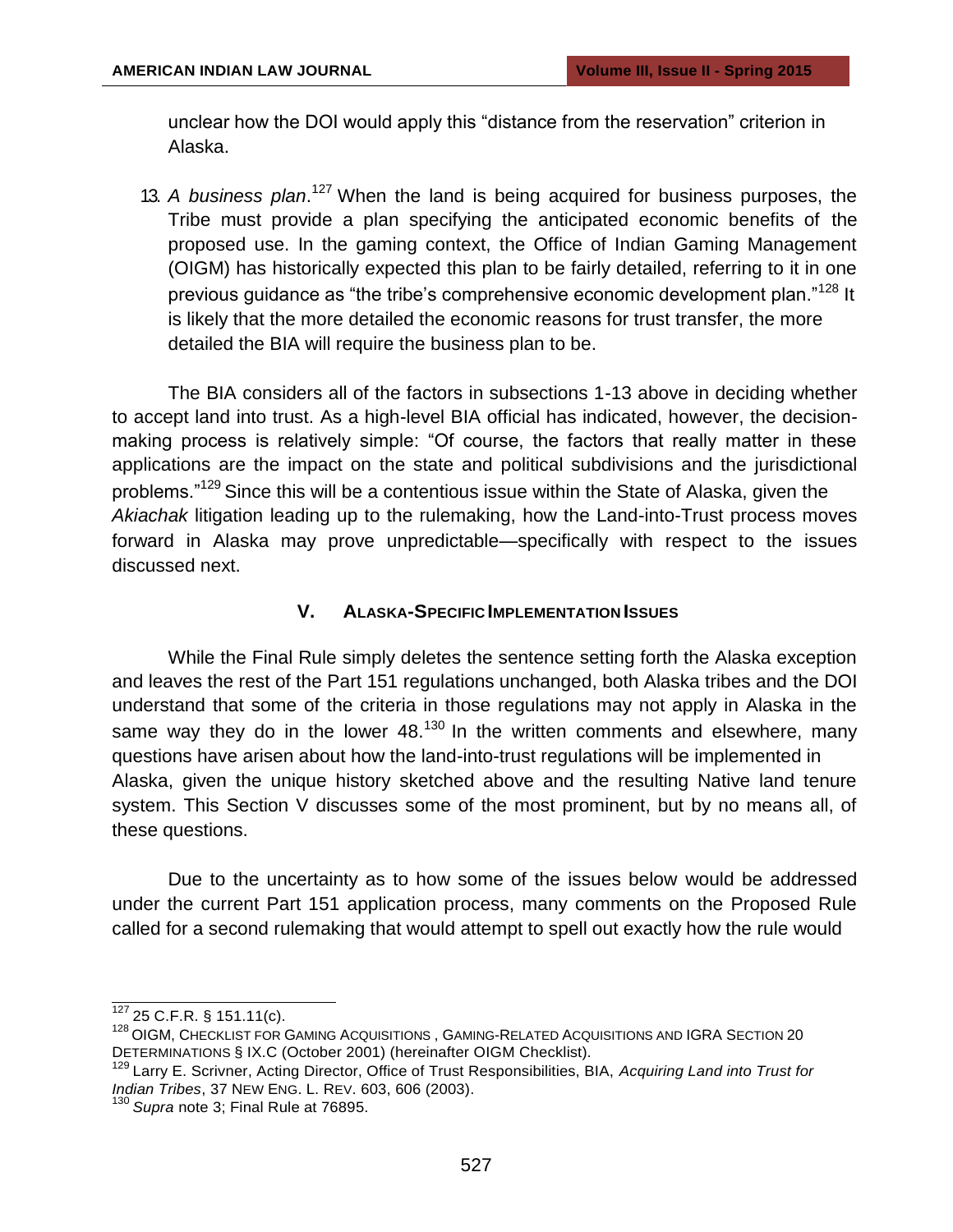unclear how the DOI would apply this “distance from the reservation” criterion in Alaska.

13. *A business plan*.[127] When the land is being acquired for business purposes, the Tribe must provide a plan specifying the anticipated economic benefits of the proposed use. In the gaming context, the Office of Indian Gaming Management (OIGM) has historically expected this plan to be fairly detailed, referring to it in one previous guidance as “the tribe’s comprehensive economic development plan.”[128] It is likely that the more detailed the economic reasons for trust transfer, the more detailed the BIA will require the business plan to be.

The BIA considers all of the factors in subsections 1-13 above in deciding whether to accept land into trust. As a high-level BIA official has indicated, however, the decision-making process is relatively simple: “Of course, the factors that really matter in these applications are the impact on the state and political subdivisions and the jurisdictional problems.”[129] Since this will be a contentious issue within the State of Alaska, given the *Akiachak* litigation leading up to the rulemaking, how the Land-into-Trust process moves forward in Alaska may prove unpredictable—specifically with respect to the issues discussed next.

## V. Alaska-Specific Implementation Issues

While the Final Rule simply deletes the sentence setting forth the Alaska exception and leaves the rest of the Part 151 regulations unchanged, both Alaska tribes and the DOI understand that some of the criteria in those regulations may not apply in Alaska in the same way they do in the lower 48.[130] In the written comments and elsewhere, many questions have arisen about how the land-into-trust regulations will be implemented in Alaska, given the unique history sketched above and the resulting Native land tenure system. This Section V discusses some of the most prominent, but by no means all, of these questions.

Due to the uncertainty as to how some of the issues below would be addressed under the current Part 151 application process, many comments on the Proposed Rule called for a second rulemaking that would attempt to spell out exactly how the rule would

---

[127] 25 C.F.R. § 151.11(c).

[128] OIGM, Checklist for Gaming Acquisitions , Gaming-Related Acquisitions and IGRA Section 20 Determinations § IX.C (October 2001) (hereinafter OIGM Checklist).

[129] Larry E. Scrivner, Acting Director, Office of Trust Responsibilities, BIA, *Acquiring Land into Trust for Indian Tribes*, 37 New Eng. L. Rev. 603, 606 (2003).

[130] *Supra* note 3; Final Rule at 76895.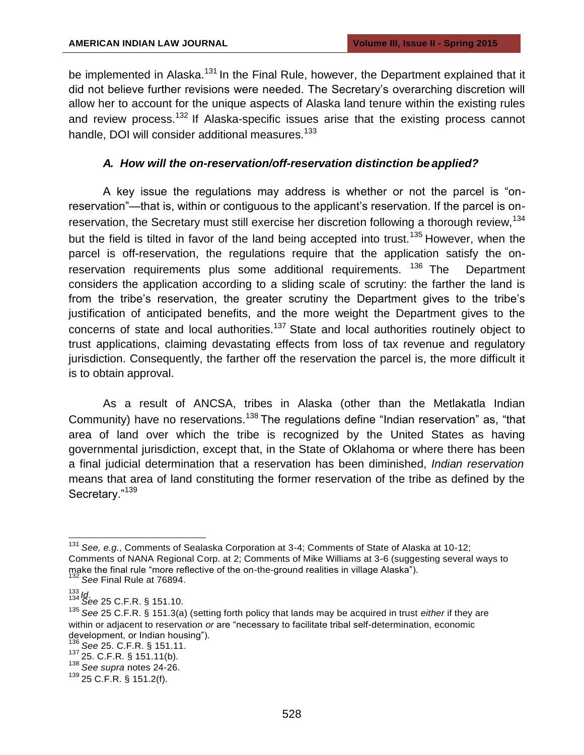be implemented in Alaska.[131] In the Final Rule, however, the Department explained that it did not believe further revisions were needed. The Secretary's overarching discretion will allow her to account for the unique aspects of Alaska land tenure within the existing rules and review process.[132] If Alaska-specific issues arise that the existing process cannot handle, DOI will consider additional measures.[133]

### *A. How will the on-reservation/off-reservation distinction be applied?*

A key issue the regulations may address is whether or not the parcel is "on-reservation"—that is, within or contiguous to the applicant's reservation. If the parcel is on-reservation, the Secretary must still exercise her discretion following a thorough review,[134] but the field is tilted in favor of the land being accepted into trust.[135] However, when the parcel is off-reservation, the regulations require that the application satisfy the on-reservation requirements plus some additional requirements.[136] The Department considers the application according to a sliding scale of scrutiny: the farther the land is from the tribe's reservation, the greater scrutiny the Department gives to the tribe's justification of anticipated benefits, and the more weight the Department gives to the concerns of state and local authorities.[137] State and local authorities routinely object to trust applications, claiming devastating effects from loss of tax revenue and regulatory jurisdiction. Consequently, the farther off the reservation the parcel is, the more difficult it is to obtain approval.

As a result of ANCSA, tribes in Alaska (other than the Metlakatla Indian Community) have no reservations.[138] The regulations define "Indian reservation" as, "that area of land over which the tribe is recognized by the United States as having governmental jurisdiction, except that, in the State of Oklahoma or where there has been a final judicial determination that a reservation has been diminished, *Indian reservation* means that area of land constituting the former reservation of the tribe as defined by the Secretary."[139]

---

[131] *See, e.g.*, Comments of Sealaska Corporation at 3-4; Comments of State of Alaska at 10-12; Comments of NANA Regional Corp. at 2; Comments of Mike Williams at 3-6 (suggesting several ways to make the final rule "more reflective of the on-the-ground realities in village Alaska").

[132] *See* Final Rule at 76894.

[133] *Id*.

[134] *See* 25 C.F.R. § 151.10.

[135] *See* 25 C.F.R. § 151.3(a) (setting forth policy that lands may be acquired in trust *either* if they are within or adjacent to reservation *or* are "necessary to facilitate tribal self-determination, economic development, or Indian housing").

[136] *See* 25. C.F.R. § 151.11.

[137] 25. C.F.R. § 151.11(b).

[138] *See supra* notes 24-26.

[139] 25 C.F.R. § 151.2(f).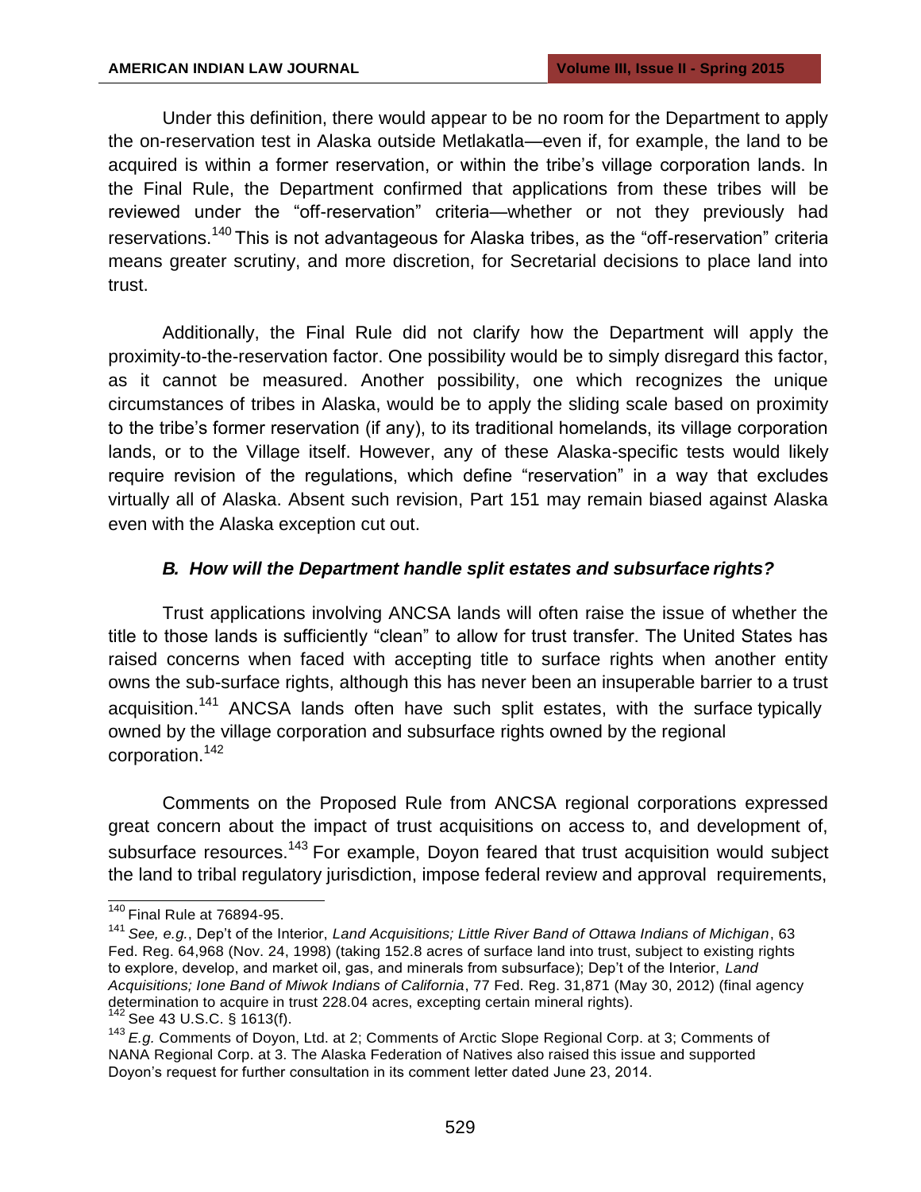Under this definition, there would appear to be no room for the Department to apply the on-reservation test in Alaska outside Metlakatla—even if, for example, the land to be acquired is within a former reservation, or within the tribe's village corporation lands. In the Final Rule, the Department confirmed that applications from these tribes will be reviewed under the "off-reservation" criteria—whether or not they previously had reservations.[140] This is not advantageous for Alaska tribes, as the "off-reservation" criteria means greater scrutiny, and more discretion, for Secretarial decisions to place land into trust.

Additionally, the Final Rule did not clarify how the Department will apply the proximity-to-the-reservation factor. One possibility would be to simply disregard this factor, as it cannot be measured. Another possibility, one which recognizes the unique circumstances of tribes in Alaska, would be to apply the sliding scale based on proximity to the tribe's former reservation (if any), to its traditional homelands, its village corporation lands, or to the Village itself. However, any of these Alaska-specific tests would likely require revision of the regulations, which define "reservation" in a way that excludes virtually all of Alaska. Absent such revision, Part 151 may remain biased against Alaska even with the Alaska exception cut out.

### *B. How will the Department handle split estates and subsurface rights?*

Trust applications involving ANCSA lands will often raise the issue of whether the title to those lands is sufficiently "clean" to allow for trust transfer. The United States has raised concerns when faced with accepting title to surface rights when another entity owns the sub-surface rights, although this has never been an insuperable barrier to a trust acquisition.[141] ANCSA lands often have such split estates, with the surface typically owned by the village corporation and subsurface rights owned by the regional corporation.[142]

Comments on the Proposed Rule from ANCSA regional corporations expressed great concern about the impact of trust acquisitions on access to, and development of, subsurface resources.[143] For example, Doyon feared that trust acquisition would subject the land to tribal regulatory jurisdiction, impose federal review and approval requirements,

---

[140] Final Rule at 76894-95.

[141] *See, e.g.*, Dep't of the Interior, *Land Acquisitions; Little River Band of Ottawa Indians of Michigan*, 63 Fed. Reg. 64,968 (Nov. 24, 1998) (taking 152.8 acres of surface land into trust, subject to existing rights to explore, develop, and market oil, gas, and minerals from subsurface); Dep't of the Interior, *Land Acquisitions; Ione Band of Miwok Indians of California*, 77 Fed. Reg. 31,871 (May 30, 2012) (final agency determination to acquire in trust 228.04 acres, excepting certain mineral rights).

[142] See 43 U.S.C. § 1613(f).

[143] *E.g.* Comments of Doyon, Ltd. at 2; Comments of Arctic Slope Regional Corp. at 3; Comments of NANA Regional Corp. at 3. The Alaska Federation of Natives also raised this issue and supported Doyon's request for further consultation in its comment letter dated June 23, 2014.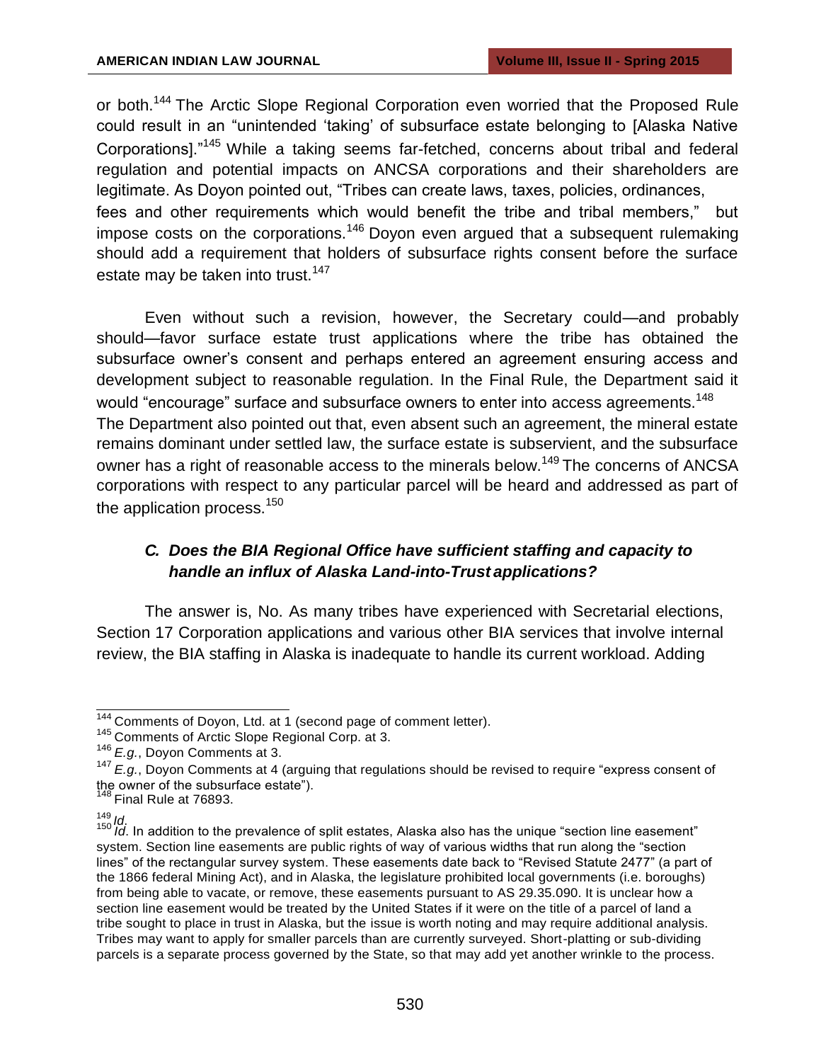or both.[144] The Arctic Slope Regional Corporation even worried that the Proposed Rule could result in an "unintended 'taking' of subsurface estate belonging to [Alaska Native Corporations]."[145] While a taking seems far-fetched, concerns about tribal and federal regulation and potential impacts on ANCSA corporations and their shareholders are legitimate. As Doyon pointed out, "Tribes can create laws, taxes, policies, ordinances, fees and other requirements which would benefit the tribe and tribal members," but impose costs on the corporations.[146] Doyon even argued that a subsequent rulemaking should add a requirement that holders of subsurface rights consent before the surface estate may be taken into trust.[147]

Even without such a revision, however, the Secretary could—and probably should—favor surface estate trust applications where the tribe has obtained the subsurface owner's consent and perhaps entered an agreement ensuring access and development subject to reasonable regulation. In the Final Rule, the Department said it would "encourage" surface and subsurface owners to enter into access agreements.[148] The Department also pointed out that, even absent such an agreement, the mineral estate remains dominant under settled law, the surface estate is subservient, and the subsurface owner has a right of reasonable access to the minerals below.[149] The concerns of ANCSA corporations with respect to any particular parcel will be heard and addressed as part of the application process.[150]

### *C. Does the BIA Regional Office have sufficient staffing and capacity to handle an influx of Alaska Land-into-Trust applications?*

The answer is, No. As many tribes have experienced with Secretarial elections, Section 17 Corporation applications and various other BIA services that involve internal review, the BIA staffing in Alaska is inadequate to handle its current workload. Adding

---

[144] Comments of Doyon, Ltd. at 1 (second page of comment letter).

[145] Comments of Arctic Slope Regional Corp. at 3.

[146] *E.g.*, Doyon Comments at 3.

[147] *E.g.*, Doyon Comments at 4 (arguing that regulations should be revised to require "express consent of the owner of the subsurface estate").

[148] Final Rule at 76893.

[149] *Id.*

[150] *Id.* In addition to the prevalence of split estates, Alaska also has the unique "section line easement" system. Section line easements are public rights of way of various widths that run along the "section lines" of the rectangular survey system. These easements date back to "Revised Statute 2477" (a part of the 1866 federal Mining Act), and in Alaska, the legislature prohibited local governments (i.e. boroughs) from being able to vacate, or remove, these easements pursuant to AS 29.35.090. It is unclear how a section line easement would be treated by the United States if it were on the title of a parcel of land a tribe sought to place in trust in Alaska, but the issue is worth noting and may require additional analysis. Tribes may want to apply for smaller parcels than are currently surveyed. Short-platting or sub-dividing parcels is a separate process governed by the State, so that may add yet another wrinkle to the process.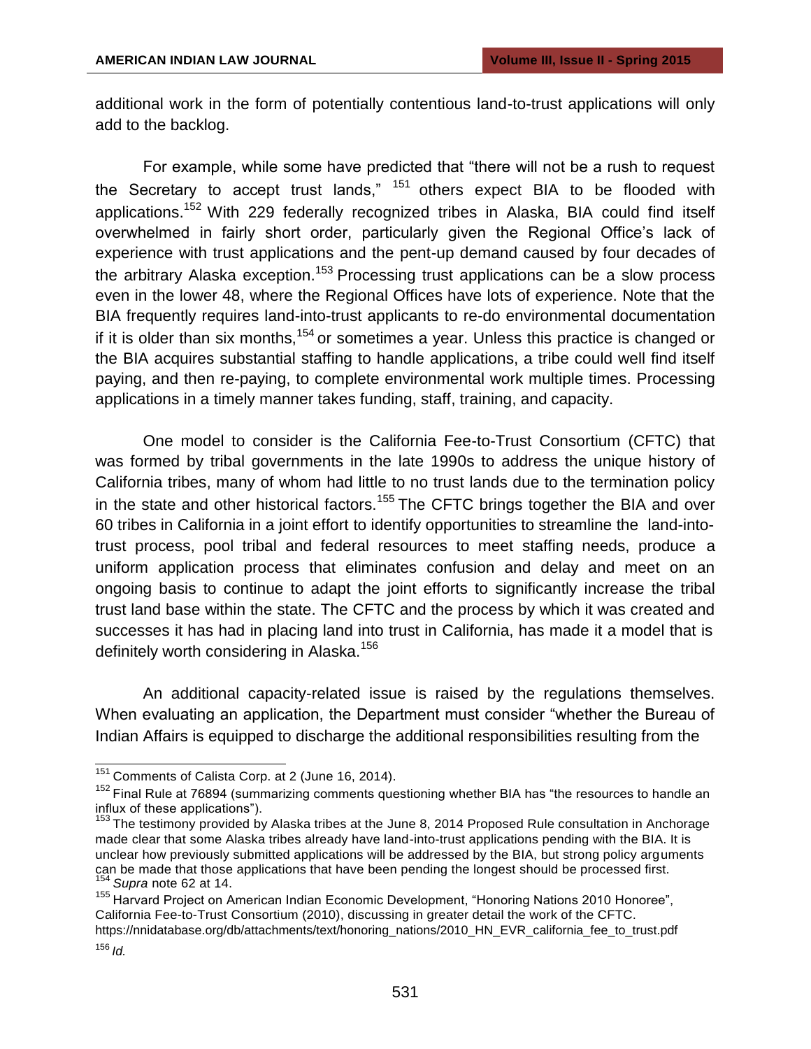additional work in the form of potentially contentious land-to-trust applications will only add to the backlog.

For example, while some have predicted that "there will not be a rush to request the Secretary to accept trust lands," [151] others expect BIA to be flooded with applications.[152] With 229 federally recognized tribes in Alaska, BIA could find itself overwhelmed in fairly short order, particularly given the Regional Office's lack of experience with trust applications and the pent-up demand caused by four decades of the arbitrary Alaska exception.[153] Processing trust applications can be a slow process even in the lower 48, where the Regional Offices have lots of experience. Note that the BIA frequently requires land-into-trust applicants to re-do environmental documentation if it is older than six months,[154] or sometimes a year. Unless this practice is changed or the BIA acquires substantial staffing to handle applications, a tribe could well find itself paying, and then re-paying, to complete environmental work multiple times. Processing applications in a timely manner takes funding, staff, training, and capacity.

One model to consider is the California Fee-to-Trust Consortium (CFTC) that was formed by tribal governments in the late 1990s to address the unique history of California tribes, many of whom had little to no trust lands due to the termination policy in the state and other historical factors.[155] The CFTC brings together the BIA and over 60 tribes in California in a joint effort to identify opportunities to streamline the land-into-trust process, pool tribal and federal resources to meet staffing needs, produce a uniform application process that eliminates confusion and delay and meet on an ongoing basis to continue to adapt the joint efforts to significantly increase the tribal trust land base within the state. The CFTC and the process by which it was created and successes it has had in placing land into trust in California, has made it a model that is definitely worth considering in Alaska.[156]

An additional capacity-related issue is raised by the regulations themselves. When evaluating an application, the Department must consider "whether the Bureau of Indian Affairs is equipped to discharge the additional responsibilities resulting from the

---

[151] Comments of Calista Corp. at 2 (June 16, 2014).

[152] Final Rule at 76894 (summarizing comments questioning whether BIA has "the resources to handle an influx of these applications").

[153] The testimony provided by Alaska tribes at the June 8, 2014 Proposed Rule consultation in Anchorage made clear that some Alaska tribes already have land-into-trust applications pending with the BIA. It is unclear how previously submitted applications will be addressed by the BIA, but strong policy arguments can be made that those applications that have been pending the longest should be processed first.

[154] *Supra* note 62 at 14.

[155] Harvard Project on American Indian Economic Development, "Honoring Nations 2010 Honoree", California Fee-to-Trust Consortium (2010), discussing in greater detail the work of the CFTC. https://nnidatabase.org/db/attachments/text/honoring_nations/2010_HN_EVR_california_fee_to_trust.pdf

[156] *Id.*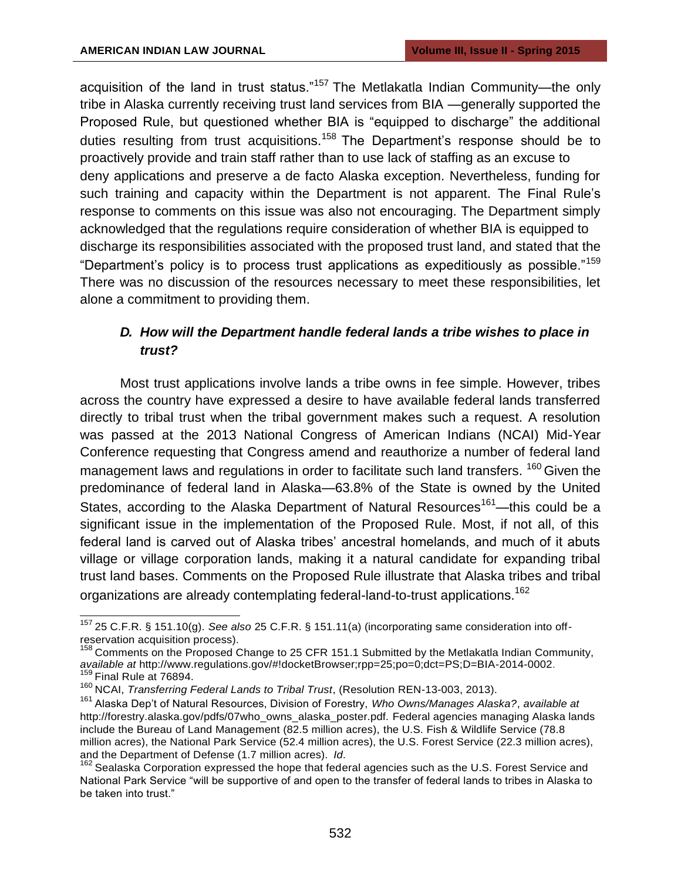acquisition of the land in trust status."[157] The Metlakatla Indian Community—the only tribe in Alaska currently receiving trust land services from BIA —generally supported the Proposed Rule, but questioned whether BIA is "equipped to discharge" the additional duties resulting from trust acquisitions.[158] The Department's response should be to proactively provide and train staff rather than to use lack of staffing as an excuse to deny applications and preserve a de facto Alaska exception. Nevertheless, funding for such training and capacity within the Department is not apparent. The Final Rule's response to comments on this issue was also not encouraging. The Department simply acknowledged that the regulations require consideration of whether BIA is equipped to discharge its responsibilities associated with the proposed trust land, and stated that the "Department's policy is to process trust applications as expeditiously as possible."[159] There was no discussion of the resources necessary to meet these responsibilities, let alone a commitment to providing them.

### *D. How will the Department handle federal lands a tribe wishes to place in trust?*

Most trust applications involve lands a tribe owns in fee simple. However, tribes across the country have expressed a desire to have available federal lands transferred directly to tribal trust when the tribal government makes such a request. A resolution was passed at the 2013 National Congress of American Indians (NCAI) Mid-Year Conference requesting that Congress amend and reauthorize a number of federal land management laws and regulations in order to facilitate such land transfers.[160] Given the predominance of federal land in Alaska—63.8% of the State is owned by the United States, according to the Alaska Department of Natural Resources[161]—this could be a significant issue in the implementation of the Proposed Rule. Most, if not all, of this federal land is carved out of Alaska tribes' ancestral homelands, and much of it abuts village or village corporation lands, making it a natural candidate for expanding tribal trust land bases. Comments on the Proposed Rule illustrate that Alaska tribes and tribal organizations are already contemplating federal-land-to-trust applications.[162]

---

[157] 25 C.F.R. § 151.10(g). *See also* 25 C.F.R. § 151.11(a) (incorporating same consideration into off-reservation acquisition process).

[158] Comments on the Proposed Change to 25 CFR 151.1 Submitted by the Metlakatla Indian Community, *available at* http://www.regulations.gov/#!docketBrowser;rpp=25;po=0;dct=PS;D=BIA-2014-0002.

[159] Final Rule at 76894.

[160] NCAI, *Transferring Federal Lands to Tribal Trust*, (Resolution REN-13-003, 2013).

[161] Alaska Dep't of Natural Resources, Division of Forestry, *Who Owns/Manages Alaska?*, *available at* http://forestry.alaska.gov/pdfs/07who_owns_alaska_poster.pdf. Federal agencies managing Alaska lands include the Bureau of Land Management (82.5 million acres), the U.S. Fish & Wildlife Service (78.8 million acres), the National Park Service (52.4 million acres), the U.S. Forest Service (22.3 million acres), and the Department of Defense (1.7 million acres). *Id.*

[162] Sealaska Corporation expressed the hope that federal agencies such as the U.S. Forest Service and National Park Service "will be supportive of and open to the transfer of federal lands to tribes in Alaska to be taken into trust."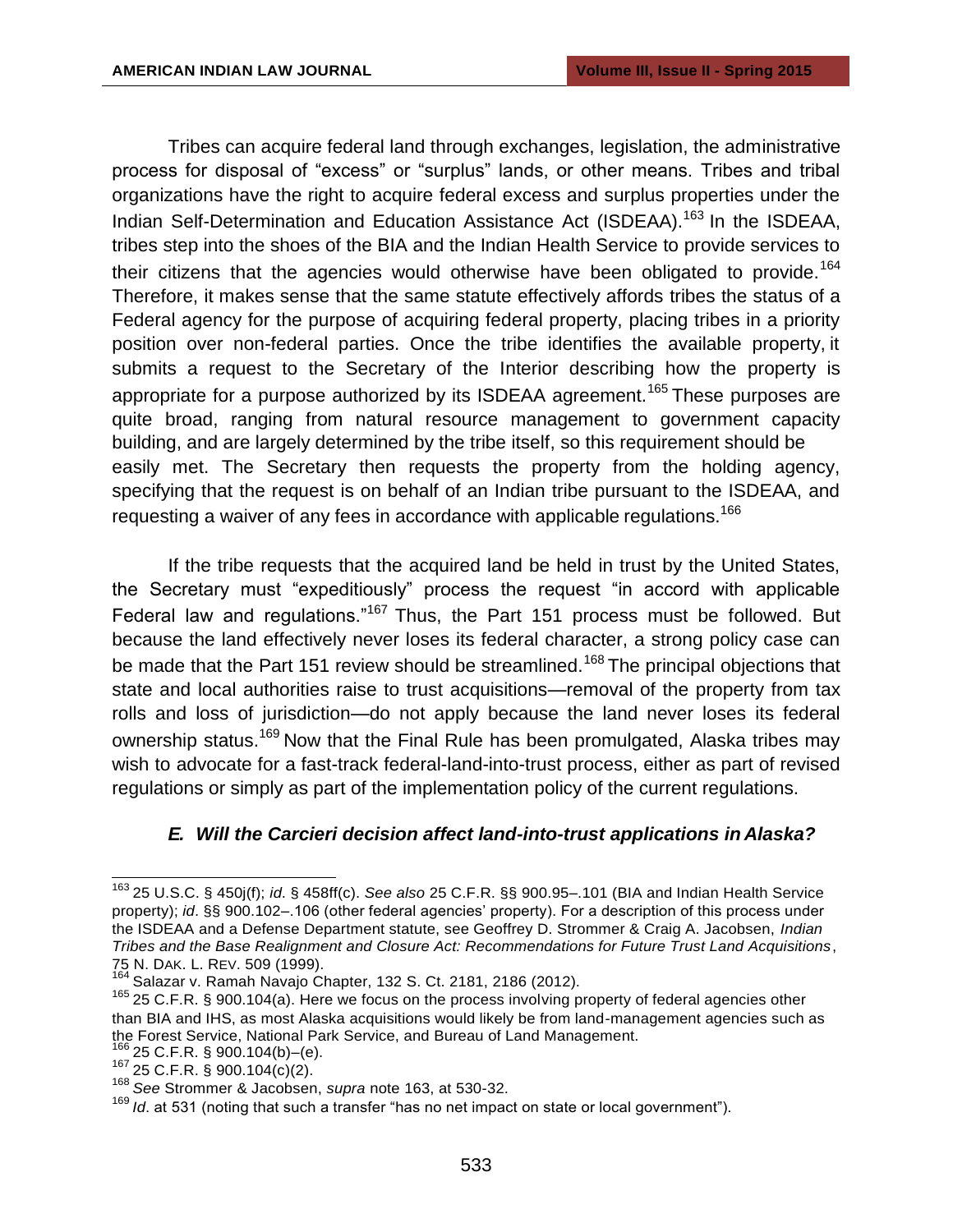Tribes can acquire federal land through exchanges, legislation, the administrative process for disposal of "excess" or "surplus" lands, or other means. Tribes and tribal organizations have the right to acquire federal excess and surplus properties under the Indian Self-Determination and Education Assistance Act (ISDEAA).[163] In the ISDEAA, tribes step into the shoes of the BIA and the Indian Health Service to provide services to their citizens that the agencies would otherwise have been obligated to provide.[164] Therefore, it makes sense that the same statute effectively affords tribes the status of a Federal agency for the purpose of acquiring federal property, placing tribes in a priority position over non-federal parties. Once the tribe identifies the available property, it submits a request to the Secretary of the Interior describing how the property is appropriate for a purpose authorized by its ISDEAA agreement.[165] These purposes are quite broad, ranging from natural resource management to government capacity building, and are largely determined by the tribe itself, so this requirement should be easily met. The Secretary then requests the property from the holding agency, specifying that the request is on behalf of an Indian tribe pursuant to the ISDEAA, and requesting a waiver of any fees in accordance with applicable regulations.[166]

If the tribe requests that the acquired land be held in trust by the United States, the Secretary must "expeditiously" process the request "in accord with applicable Federal law and regulations."[167] Thus, the Part 151 process must be followed. But because the land effectively never loses its federal character, a strong policy case can be made that the Part 151 review should be streamlined.[168] The principal objections that state and local authorities raise to trust acquisitions—removal of the property from tax rolls and loss of jurisdiction—do not apply because the land never loses its federal ownership status.[169] Now that the Final Rule has been promulgated, Alaska tribes may wish to advocate for a fast-track federal-land-into-trust process, either as part of revised regulations or simply as part of the implementation policy of the current regulations.

### *E. Will the Carcieri decision affect land-into-trust applications in Alaska?*

---

[163] 25 U.S.C. § 450j(f); *id*. § 458ff(c). *See also* 25 C.F.R. §§ 900.95–.101 (BIA and Indian Health Service property); *id*. §§ 900.102–.106 (other federal agencies' property). For a description of this process under the ISDEAA and a Defense Department statute, see Geoffrey D. Strommer & Craig A. Jacobsen, *Indian Tribes and the Base Realignment and Closure Act: Recommendations for Future Trust Land Acquisitions*, 75 N. DAK. L. REV. 509 (1999).

[164] Salazar v. Ramah Navajo Chapter, 132 S. Ct. 2181, 2186 (2012).

[165] 25 C.F.R. § 900.104(a). Here we focus on the process involving property of federal agencies other than BIA and IHS, as most Alaska acquisitions would likely be from land-management agencies such as the Forest Service, National Park Service, and Bureau of Land Management.

[166] 25 C.F.R. § 900.104(b)–(e).

[167] 25 C.F.R. § 900.104(c)(2).

[168] *See* Strommer & Jacobsen, *supra* note 163, at 530-32.

[169] *Id*. at 531 (noting that such a transfer "has no net impact on state or local government").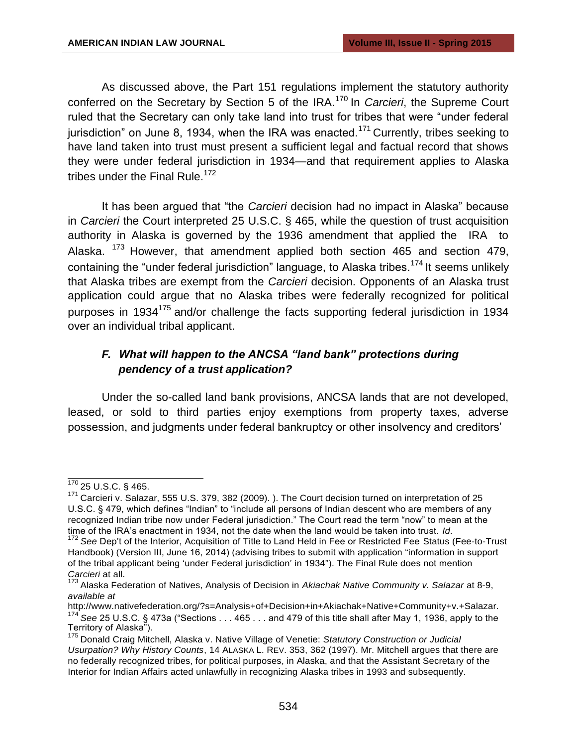As discussed above, the Part 151 regulations implement the statutory authority conferred on the Secretary by Section 5 of the IRA.[170] In *Carcieri*, the Supreme Court ruled that the Secretary can only take land into trust for tribes that were "under federal jurisdiction" on June 8, 1934, when the IRA was enacted.[171] Currently, tribes seeking to have land taken into trust must present a sufficient legal and factual record that shows they were under federal jurisdiction in 1934—and that requirement applies to Alaska tribes under the Final Rule.[172]

It has been argued that "the *Carcieri* decision had no impact in Alaska" because in *Carcieri* the Court interpreted 25 U.S.C. § 465, while the question of trust acquisition authority in Alaska is governed by the 1936 amendment that applied the IRA to Alaska.[173] However, that amendment applied both section 465 and section 479, containing the "under federal jurisdiction" language, to Alaska tribes.[174] It seems unlikely that Alaska tribes are exempt from the *Carcieri* decision. Opponents of an Alaska trust application could argue that no Alaska tribes were federally recognized for political purposes in 1934[175] and/or challenge the facts supporting federal jurisdiction in 1934 over an individual tribal applicant.

### *F. What will happen to the ANCSA "land bank" protections during pendency of a trust application?*

Under the so-called land bank provisions, ANCSA lands that are not developed, leased, or sold to third parties enjoy exemptions from property taxes, adverse possession, and judgments under federal bankruptcy or other insolvency and creditors'

---

[170] 25 U.S.C. § 465.

[171] Carcieri v. Salazar, 555 U.S. 379, 382 (2009). ). The Court decision turned on interpretation of 25 U.S.C. § 479, which defines "Indian" to "include all persons of Indian descent who are members of any recognized Indian tribe now under Federal jurisdiction." The Court read the term "now" to mean at the time of the IRA's enactment in 1934, not the date when the land would be taken into trust. *Id*.

[172] *See* Dep't of the Interior, Acquisition of Title to Land Held in Fee or Restricted Fee Status (Fee-to-Trust Handbook) (Version III, June 16, 2014) (advising tribes to submit with application "information in support of the tribal applicant being 'under Federal jurisdiction' in 1934"). The Final Rule does not mention *Carcieri* at all.

[173] Alaska Federation of Natives, Analysis of Decision in *Akiachak Native Community v. Salazar* at 8-9, *available at* http://www.nativefederation.org/?s=Analysis+of+Decision+in+Akiachak+Native+Community+v.+Salazar.

[174] *See* 25 U.S.C. § 473a ("Sections . . . 465 . . . and 479 of this title shall after May 1, 1936, apply to the Territory of Alaska").

[175] Donald Craig Mitchell, Alaska v. Native Village of Venetie: *Statutory Construction or Judicial Usurpation? Why History Counts*, 14 ALASKA L. REV. 353, 362 (1997). Mr. Mitchell argues that there are no federally recognized tribes, for political purposes, in Alaska, and that the Assistant Secretary of the Interior for Indian Affairs acted unlawfully in recognizing Alaska tribes in 1993 and subsequently.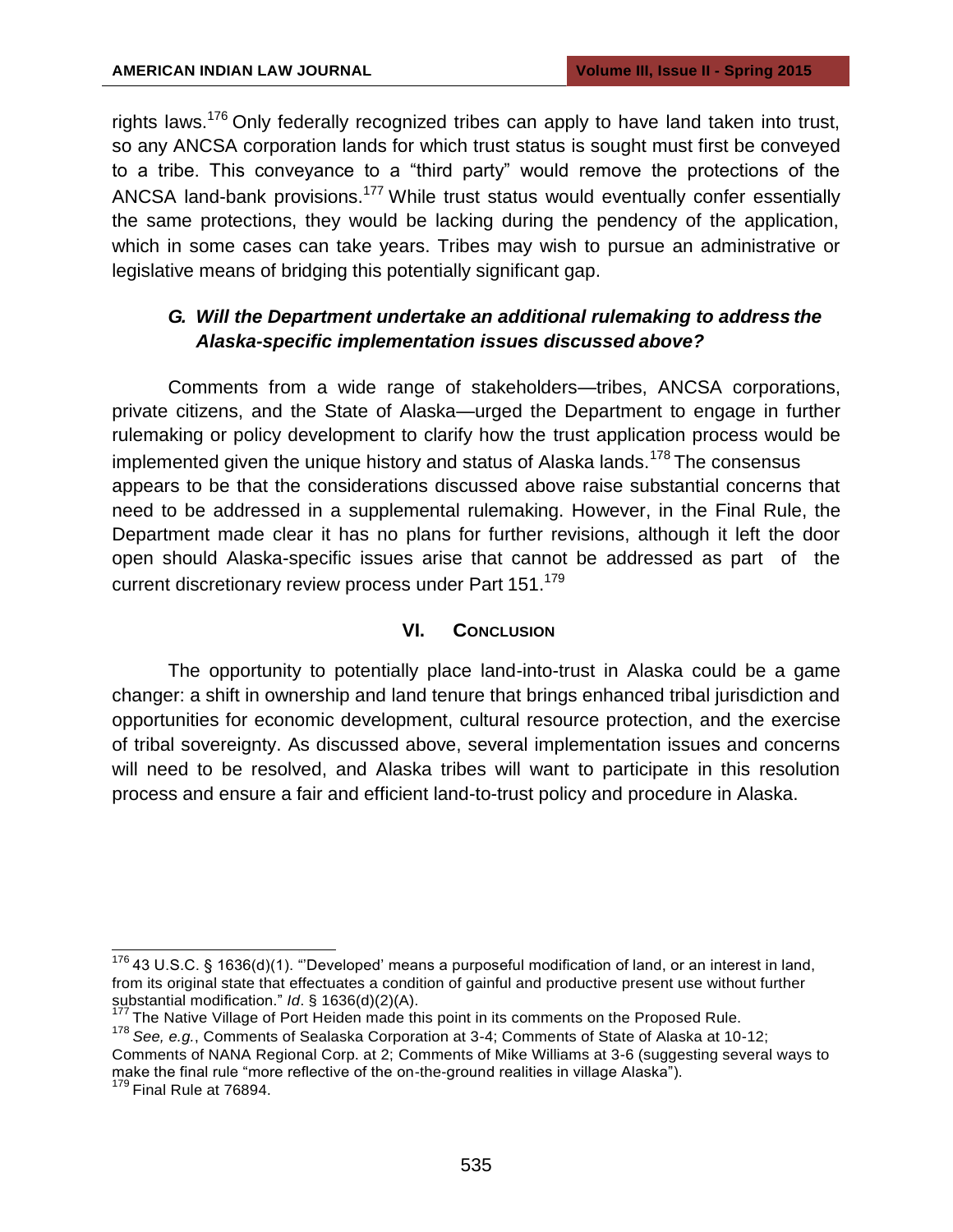rights laws.[176] Only federally recognized tribes can apply to have land taken into trust, so any ANCSA corporation lands for which trust status is sought must first be conveyed to a tribe. This conveyance to a "third party" would remove the protections of the ANCSA land-bank provisions.[177] While trust status would eventually confer essentially the same protections, they would be lacking during the pendency of the application, which in some cases can take years. Tribes may wish to pursue an administrative or legislative means of bridging this potentially significant gap.

### *G. Will the Department undertake an additional rulemaking to address the Alaska-specific implementation issues discussed above?*

Comments from a wide range of stakeholders—tribes, ANCSA corporations, private citizens, and the State of Alaska—urged the Department to engage in further rulemaking or policy development to clarify how the trust application process would be implemented given the unique history and status of Alaska lands.[178] The consensus appears to be that the considerations discussed above raise substantial concerns that need to be addressed in a supplemental rulemaking. However, in the Final Rule, the Department made clear it has no plans for further revisions, although it left the door open should Alaska-specific issues arise that cannot be addressed as part of the current discretionary review process under Part 151.[179]

## VI. CONCLUSION

The opportunity to potentially place land-into-trust in Alaska could be a game changer: a shift in ownership and land tenure that brings enhanced tribal jurisdiction and opportunities for economic development, cultural resource protection, and the exercise of tribal sovereignty. As discussed above, several implementation issues and concerns will need to be resolved, and Alaska tribes will want to participate in this resolution process and ensure a fair and efficient land-to-trust policy and procedure in Alaska.

---

[176] 43 U.S.C. § 1636(d)(1). "'Developed' means a purposeful modification of land, or an interest in land, from its original state that effectuates a condition of gainful and productive present use without further substantial modification." *Id*. § 1636(d)(2)(A).

[177] The Native Village of Port Heiden made this point in its comments on the Proposed Rule.

[178] *See, e.g.*, Comments of Sealaska Corporation at 3-4; Comments of State of Alaska at 10-12; Comments of NANA Regional Corp. at 2; Comments of Mike Williams at 3-6 (suggesting several ways to make the final rule "more reflective of the on-the-ground realities in village Alaska").

[179] Final Rule at 76894.